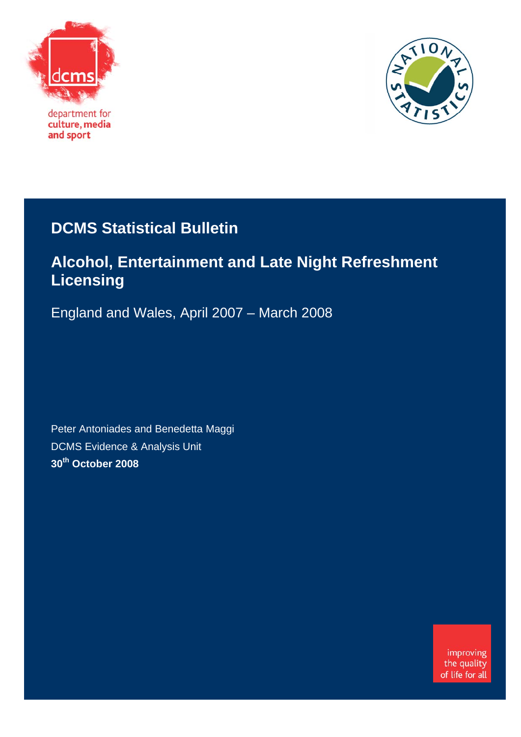department for culture, media and sport

# DCMS Statistical Bulletin

## Alcohol, Entertainment and Late Night Refreshment Licensing

England and Wales, April 2007 – March 2008

Peter Antoniades and Benedetta Maggi

DCMS Evidence & Analysis Unit

**30th October 2008**

improving the quality of life for all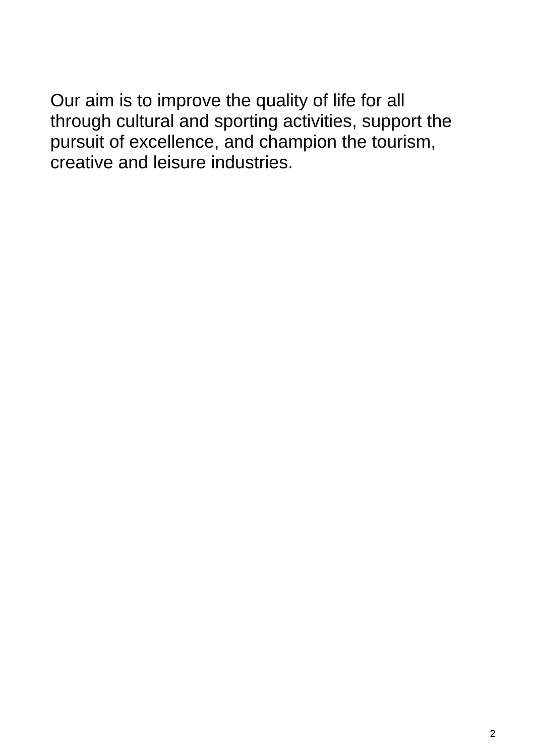Our aim is to improve the quality of life for all through cultural and sporting activities, support the pursuit of excellence, and champion the tourism, creative and leisure industries.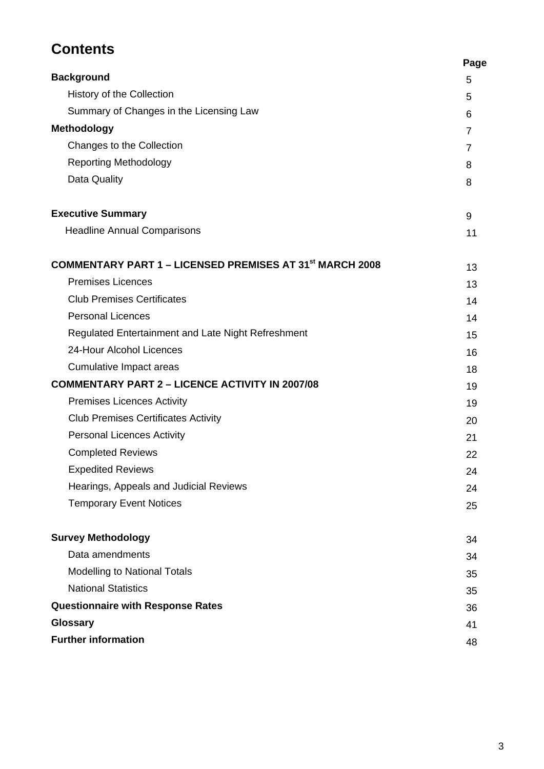# Contents

| | Page |
|---|---|
| **Background** | 5 |
| History of the Collection | 5 |
| Summary of Changes in the Licensing Law | 6 |
| **Methodology** | 7 |
| Changes to the Collection | 7 |
| Reporting Methodology | 8 |
| Data Quality | 8 |
| **Executive Summary** | 9 |
| Headline Annual Comparisons | 11 |
| **COMMENTARY PART 1 – LICENSED PREMISES AT 31st MARCH 2008** | 13 |
| Premises Licences | 13 |
| Club Premises Certificates | 14 |
| Personal Licences | 14 |
| Regulated Entertainment and Late Night Refreshment | 15 |
| 24-Hour Alcohol Licences | 16 |
| Cumulative Impact areas | 18 |
| **COMMENTARY PART 2 – LICENCE ACTIVITY IN 2007/08** | 19 |
| Premises Licences Activity | 19 |
| Club Premises Certificates Activity | 20 |
| Personal Licences Activity | 21 |
| Completed Reviews | 22 |
| Expedited Reviews | 24 |
| Hearings, Appeals and Judicial Reviews | 24 |
| Temporary Event Notices | 25 |
| **Survey Methodology** | 34 |
| Data amendments | 34 |
| Modelling to National Totals | 35 |
| National Statistics | 35 |
| **Questionnaire with Response Rates** | 36 |
| **Glossary** | 41 |
| **Further information** | 48 |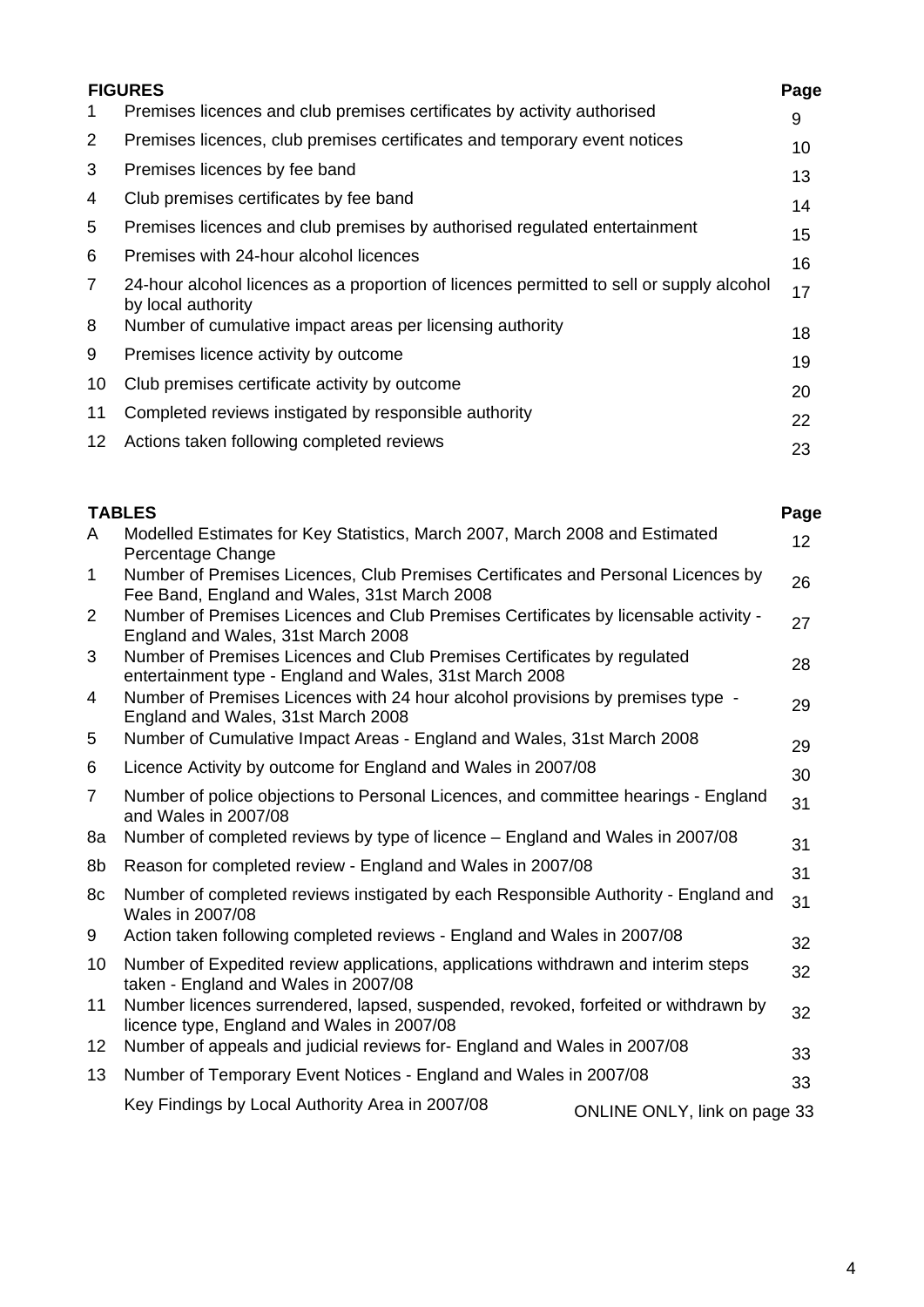| FIGURES | | Page |
|---|---|---|
| 1 | Premises licences and club premises certificates by activity authorised | 9 |
| 2 | Premises licences, club premises certificates and temporary event notices | 10 |
| 3 | Premises licences by fee band | 13 |
| 4 | Club premises certificates by fee band | 14 |
| 5 | Premises licences and club premises by authorised regulated entertainment | 15 |
| 6 | Premises with 24-hour alcohol licences | 16 |
| 7 | 24-hour alcohol licences as a proportion of licences permitted to sell or supply alcohol by local authority | 17 |
| 8 | Number of cumulative impact areas per licensing authority | 18 |
| 9 | Premises licence activity by outcome | 19 |
| 10 | Club premises certificate activity by outcome | 20 |
| 11 | Completed reviews instigated by responsible authority | 22 |
| 12 | Actions taken following completed reviews | 23 |

| TABLES | | Page |
|---|---|---|
| A | Modelled Estimates for Key Statistics, March 2007, March 2008 and Estimated Percentage Change | 12 |
| 1 | Number of Premises Licences, Club Premises Certificates and Personal Licences by Fee Band, England and Wales, 31st March 2008 | 26 |
| 2 | Number of Premises Licences and Club Premises Certificates by licensable activity - England and Wales, 31st March 2008 | 27 |
| 3 | Number of Premises Licences and Club Premises Certificates by regulated entertainment type - England and Wales, 31st March 2008 | 28 |
| 4 | Number of Premises Licences with 24 hour alcohol provisions by premises type - England and Wales, 31st March 2008 | 29 |
| 5 | Number of Cumulative Impact Areas - England and Wales, 31st March 2008 | 29 |
| 6 | Licence Activity by outcome for England and Wales in 2007/08 | 30 |
| 7 | Number of police objections to Personal Licences, and committee hearings - England and Wales in 2007/08 | 31 |
| 8a | Number of completed reviews by type of licence – England and Wales in 2007/08 | 31 |
| 8b | Reason for completed review - England and Wales in 2007/08 | 31 |
| 8c | Number of completed reviews instigated by each Responsible Authority - England and Wales in 2007/08 | 31 |
| 9 | Action taken following completed reviews - England and Wales in 2007/08 | 32 |
| 10 | Number of Expedited review applications, applications withdrawn and interim steps taken - England and Wales in 2007/08 | 32 |
| 11 | Number licences surrendered, lapsed, suspended, revoked, forfeited or withdrawn by licence type, England and Wales in 2007/08 | 32 |
| 12 | Number of appeals and judicial reviews for- England and Wales in 2007/08 | 33 |
| 13 | Number of Temporary Event Notices - England and Wales in 2007/08 | 33 |
| | Key Findings by Local Authority Area in 2007/08 | ONLINE ONLY, link on page 33 |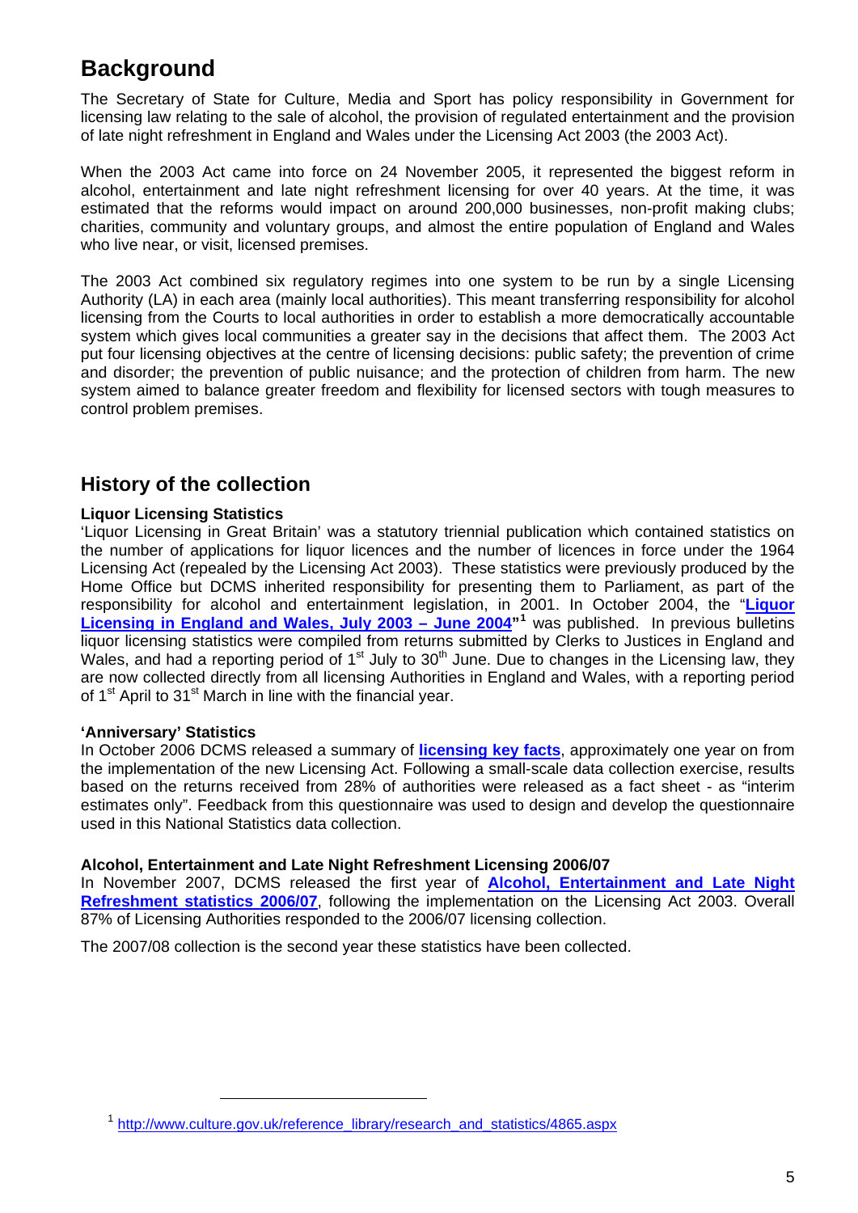## Background

The Secretary of State for Culture, Media and Sport has policy responsibility in Government for licensing law relating to the sale of alcohol, the provision of regulated entertainment and the provision of late night refreshment in England and Wales under the Licensing Act 2003 (the 2003 Act).

When the 2003 Act came into force on 24 November 2005, it represented the biggest reform in alcohol, entertainment and late night refreshment licensing for over 40 years. At the time, it was estimated that the reforms would impact on around 200,000 businesses, non-profit making clubs; charities, community and voluntary groups, and almost the entire population of England and Wales who live near, or visit, licensed premises.

The 2003 Act combined six regulatory regimes into one system to be run by a single Licensing Authority (LA) in each area (mainly local authorities). This meant transferring responsibility for alcohol licensing from the Courts to local authorities in order to establish a more democratically accountable system which gives local communities a greater say in the decisions that affect them. The 2003 Act put four licensing objectives at the centre of licensing decisions: public safety; the prevention of crime and disorder; the prevention of public nuisance; and the protection of children from harm. The new system aimed to balance greater freedom and flexibility for licensed sectors with tough measures to control problem premises.

## History of the collection

**Liquor Licensing Statistics**

'Liquor Licensing in Great Britain' was a statutory triennial publication which contained statistics on the number of applications for liquor licences and the number of licences in force under the 1964 Licensing Act (repealed by the Licensing Act 2003). These statistics were previously produced by the Home Office but DCMS inherited responsibility for presenting them to Parliament, as part of the responsibility for alcohol and entertainment legislation, in 2001. In October 2004, the "**Liquor Licensing in England and Wales, July 2003 – June 2004**"[1] was published. In previous bulletins liquor licensing statistics were compiled from returns submitted by Clerks to Justices in England and Wales, and had a reporting period of 1st July to 30th June. Due to changes in the Licensing law, they are now collected directly from all licensing Authorities in England and Wales, with a reporting period of 1st April to 31st March in line with the financial year.

**'Anniversary' Statistics**

In October 2006 DCMS released a summary of **licensing key facts**, approximately one year on from the implementation of the new Licensing Act. Following a small-scale data collection exercise, results based on the returns received from 28% of authorities were released as a fact sheet - as "interim estimates only". Feedback from this questionnaire was used to design and develop the questionnaire used in this National Statistics data collection.

**Alcohol, Entertainment and Late Night Refreshment Licensing 2006/07**

In November 2007, DCMS released the first year of **Alcohol, Entertainment and Late Night Refreshment statistics 2006/07**, following the implementation on the Licensing Act 2003. Overall 87% of Licensing Authorities responded to the 2006/07 licensing collection.

The 2007/08 collection is the second year these statistics have been collected.

[1] http://www.culture.gov.uk/reference_library/research_and_statistics/4865.aspx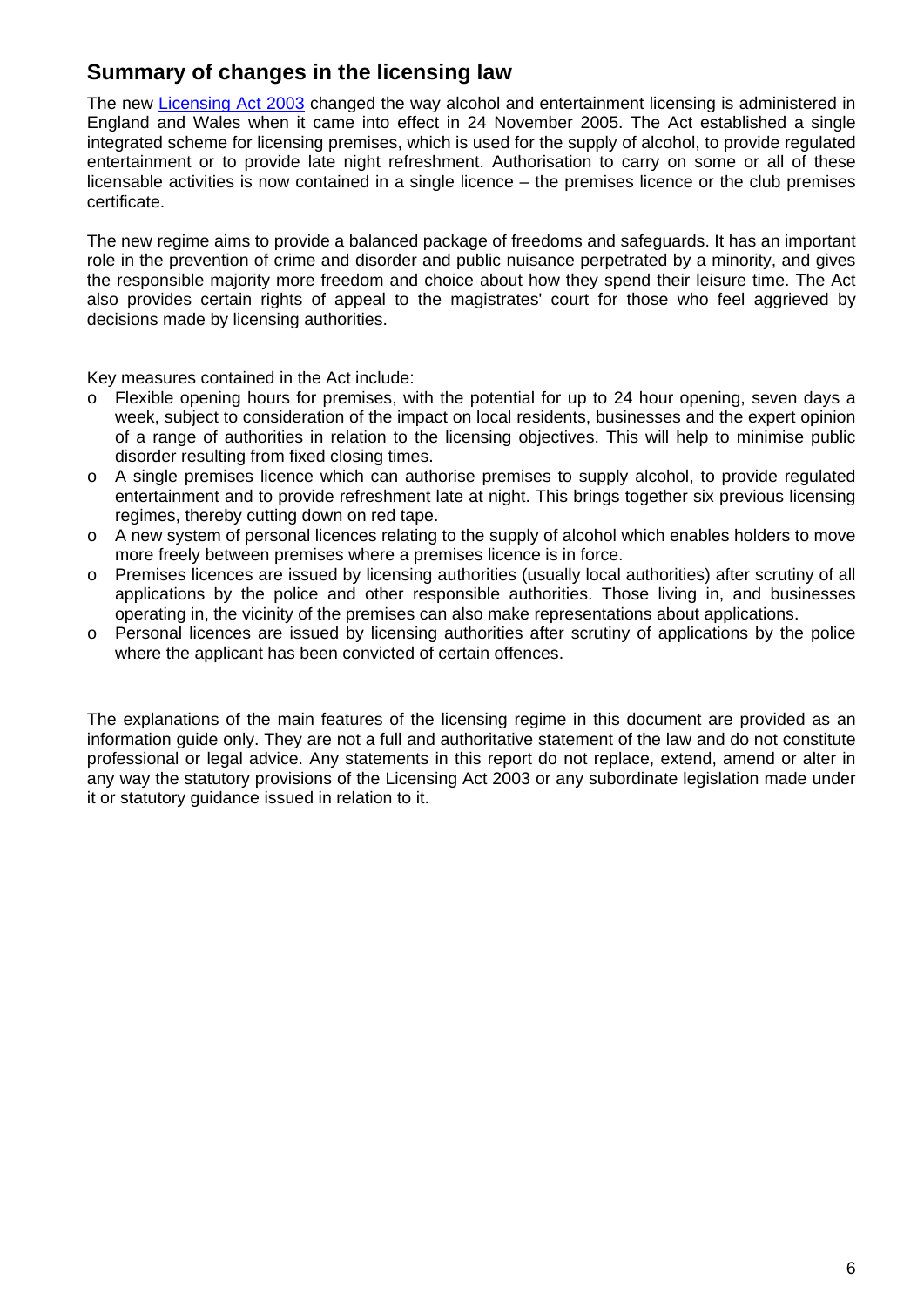## Summary of changes in the licensing law

The new [Licensing Act 2003] changed the way alcohol and entertainment licensing is administered in England and Wales when it came into effect in 24 November 2005. The Act established a single integrated scheme for licensing premises, which is used for the supply of alcohol, to provide regulated entertainment or to provide late night refreshment. Authorisation to carry on some or all of these licensable activities is now contained in a single licence – the premises licence or the club premises certificate.

The new regime aims to provide a balanced package of freedoms and safeguards. It has an important role in the prevention of crime and disorder and public nuisance perpetrated by a minority, and gives the responsible majority more freedom and choice about how they spend their leisure time. The Act also provides certain rights of appeal to the magistrates' court for those who feel aggrieved by decisions made by licensing authorities.

Key measures contained in the Act include:

- Flexible opening hours for premises, with the potential for up to 24 hour opening, seven days a week, subject to consideration of the impact on local residents, businesses and the expert opinion of a range of authorities in relation to the licensing objectives. This will help to minimise public disorder resulting from fixed closing times.
- A single premises licence which can authorise premises to supply alcohol, to provide regulated entertainment and to provide refreshment late at night. This brings together six previous licensing regimes, thereby cutting down on red tape.
- A new system of personal licences relating to the supply of alcohol which enables holders to move more freely between premises where a premises licence is in force.
- Premises licences are issued by licensing authorities (usually local authorities) after scrutiny of all applications by the police and other responsible authorities. Those living in, and businesses operating in, the vicinity of the premises can also make representations about applications.
- Personal licences are issued by licensing authorities after scrutiny of applications by the police where the applicant has been convicted of certain offences.

The explanations of the main features of the licensing regime in this document are provided as an information guide only. They are not a full and authoritative statement of the law and do not constitute professional or legal advice. Any statements in this report do not replace, extend, amend or alter in any way the statutory provisions of the Licensing Act 2003 or any subordinate legislation made under it or statutory guidance issued in relation to it.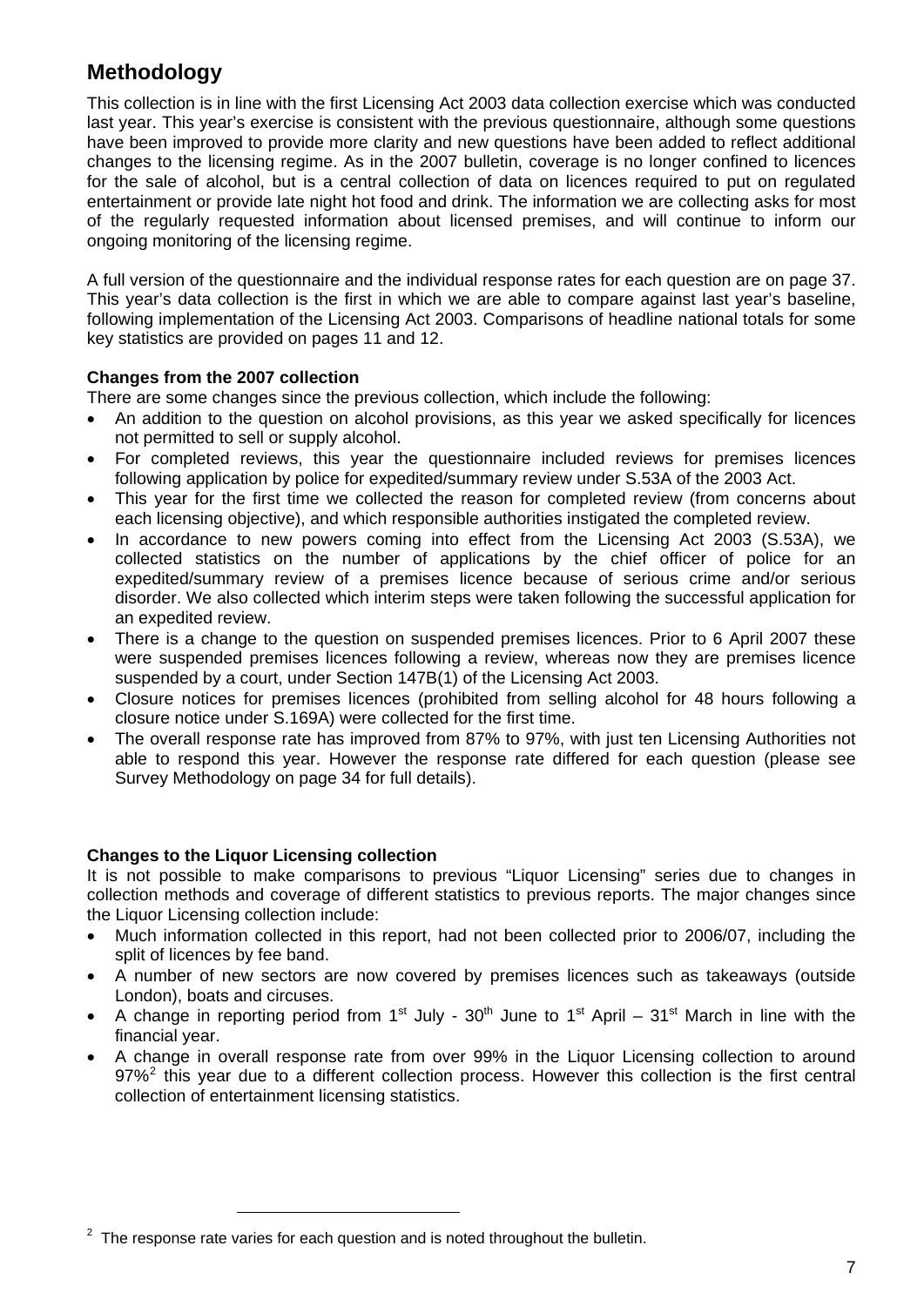## Methodology

This collection is in line with the first Licensing Act 2003 data collection exercise which was conducted last year. This year's exercise is consistent with the previous questionnaire, although some questions have been improved to provide more clarity and new questions have been added to reflect additional changes to the licensing regime. As in the 2007 bulletin, coverage is no longer confined to licences for the sale of alcohol, but is a central collection of data on licences required to put on regulated entertainment or provide late night hot food and drink. The information we are collecting asks for most of the regularly requested information about licensed premises, and will continue to inform our ongoing monitoring of the licensing regime.

A full version of the questionnaire and the individual response rates for each question are on page 37. This year's data collection is the first in which we are able to compare against last year's baseline, following implementation of the Licensing Act 2003. Comparisons of headline national totals for some key statistics are provided on pages 11 and 12.

**Changes from the 2007 collection**

There are some changes since the previous collection, which include the following:

- An addition to the question on alcohol provisions, as this year we asked specifically for licences not permitted to sell or supply alcohol.
- For completed reviews, this year the questionnaire included reviews for premises licences following application by police for expedited/summary review under S.53A of the 2003 Act.
- This year for the first time we collected the reason for completed review (from concerns about each licensing objective), and which responsible authorities instigated the completed review.
- In accordance to new powers coming into effect from the Licensing Act 2003 (S.53A), we collected statistics on the number of applications by the chief officer of police for an expedited/summary review of a premises licence because of serious crime and/or serious disorder. We also collected which interim steps were taken following the successful application for an expedited review.
- There is a change to the question on suspended premises licences. Prior to 6 April 2007 these were suspended premises licences following a review, whereas now they are premises licence suspended by a court, under Section 147B(1) of the Licensing Act 2003.
- Closure notices for premises licences (prohibited from selling alcohol for 48 hours following a closure notice under S.169A) were collected for the first time.
- The overall response rate has improved from 87% to 97%, with just ten Licensing Authorities not able to respond this year. However the response rate differed for each question (please see Survey Methodology on page 34 for full details).

**Changes to the Liquor Licensing collection**

It is not possible to make comparisons to previous "Liquor Licensing" series due to changes in collection methods and coverage of different statistics to previous reports. The major changes since the Liquor Licensing collection include:

- Much information collected in this report, had not been collected prior to 2006/07, including the split of licences by fee band.
- A number of new sectors are now covered by premises licences such as takeaways (outside London), boats and circuses.
- A change in reporting period from 1st July - 30th June to 1st April – 31st March in line with the financial year.
- A change in overall response rate from over 99% in the Liquor Licensing collection to around 97%[2] this year due to a different collection process. However this collection is the first central collection of entertainment licensing statistics.

[2] The response rate varies for each question and is noted throughout the bulletin.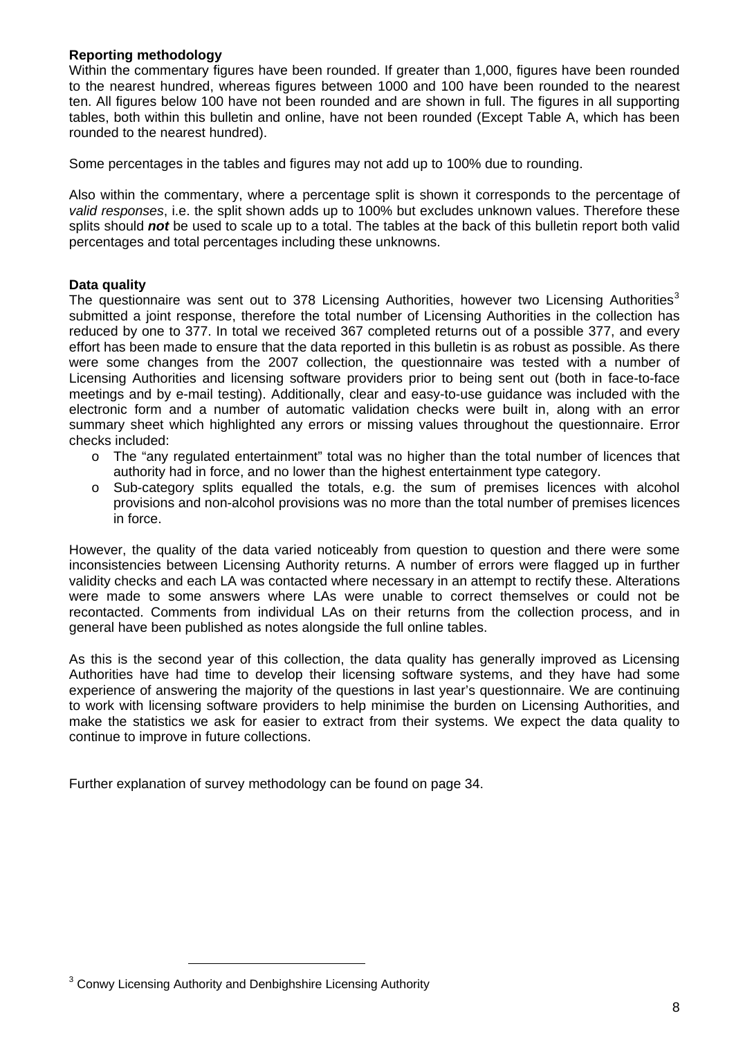**Reporting methodology**

Within the commentary figures have been rounded. If greater than 1,000, figures have been rounded to the nearest hundred, whereas figures between 1000 and 100 have been rounded to the nearest ten. All figures below 100 have not been rounded and are shown in full. The figures in all supporting tables, both within this bulletin and online, have not been rounded (Except Table A, which has been rounded to the nearest hundred).

Some percentages in the tables and figures may not add up to 100% due to rounding.

Also within the commentary, where a percentage split is shown it corresponds to the percentage of *valid responses*, i.e. the split shown adds up to 100% but excludes unknown values. Therefore these splits should ***not*** be used to scale up to a total. The tables at the back of this bulletin report both valid percentages and total percentages including these unknowns.

**Data quality**

The questionnaire was sent out to 378 Licensing Authorities, however two Licensing Authorities[3] submitted a joint response, therefore the total number of Licensing Authorities in the collection has reduced by one to 377. In total we received 367 completed returns out of a possible 377, and every effort has been made to ensure that the data reported in this bulletin is as robust as possible. As there were some changes from the 2007 collection, the questionnaire was tested with a number of Licensing Authorities and licensing software providers prior to being sent out (both in face-to-face meetings and by e-mail testing). Additionally, clear and easy-to-use guidance was included with the electronic form and a number of automatic validation checks were built in, along with an error summary sheet which highlighted any errors or missing values throughout the questionnaire. Error checks included:

- The "any regulated entertainment" total was no higher than the total number of licences that authority had in force, and no lower than the highest entertainment type category.
- Sub-category splits equalled the totals, e.g. the sum of premises licences with alcohol provisions and non-alcohol provisions was no more than the total number of premises licences in force.

However, the quality of the data varied noticeably from question to question and there were some inconsistencies between Licensing Authority returns. A number of errors were flagged up in further validity checks and each LA was contacted where necessary in an attempt to rectify these. Alterations were made to some answers where LAs were unable to correct themselves or could not be recontacted. Comments from individual LAs on their returns from the collection process, and in general have been published as notes alongside the full online tables.

As this is the second year of this collection, the data quality has generally improved as Licensing Authorities have had time to develop their licensing software systems, and they have had some experience of answering the majority of the questions in last year's questionnaire. We are continuing to work with licensing software providers to help minimise the burden on Licensing Authorities, and make the statistics we ask for easier to extract from their systems. We expect the data quality to continue to improve in future collections.

Further explanation of survey methodology can be found on page 34.

[3] Conwy Licensing Authority and Denbighshire Licensing Authority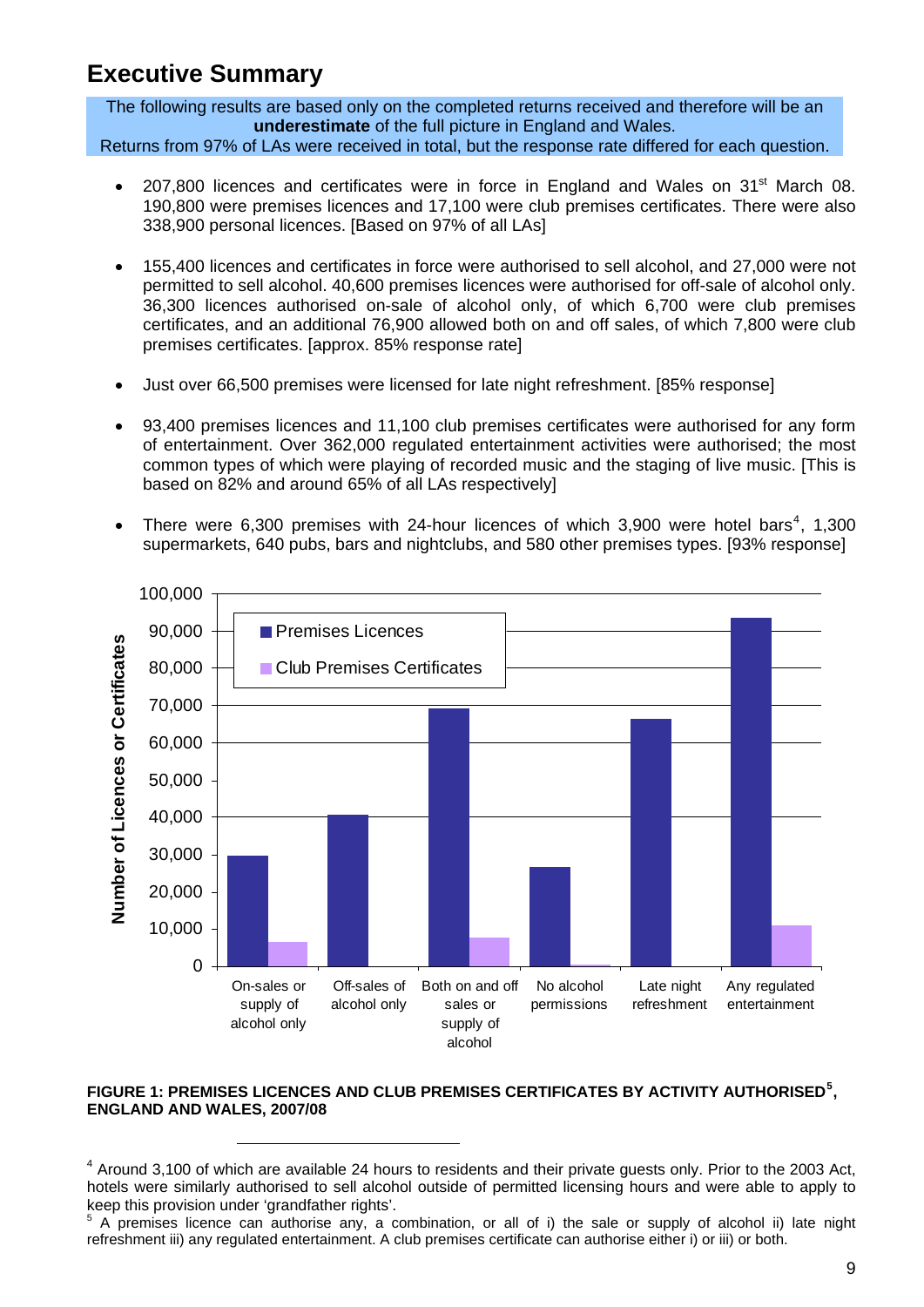# Executive Summary

The following results are based only on the completed returns received and therefore will be an **underestimate** of the full picture in England and Wales.
Returns from 97% of LAs were received in total, but the response rate differed for each question.

- 207,800 licences and certificates were in force in England and Wales on 31st March 08. 190,800 were premises licences and 17,100 were club premises certificates. There were also 338,900 personal licences. [Based on 97% of all LAs]

- 155,400 licences and certificates in force were authorised to sell alcohol, and 27,000 were not permitted to sell alcohol. 40,600 premises licences were authorised for off-sale of alcohol only. 36,300 licences authorised on-sale of alcohol only, of which 6,700 were club premises certificates, and an additional 76,900 allowed both on and off sales, of which 7,800 were club premises certificates. [approx. 85% response rate]

- Just over 66,500 premises were licensed for late night refreshment. [85% response]

- 93,400 premises licences and 11,100 club premises certificates were authorised for any form of entertainment. Over 362,000 regulated entertainment activities were authorised; the most common types of which were playing of recorded music and the staging of live music. [This is based on 82% and around 65% of all LAs respectively]

- There were 6,300 premises with 24-hour licences of which 3,900 were hotel bars[4], 1,300 supermarkets, 640 pubs, bars and nightclubs, and 580 other premises types. [93% response]

**FIGURE 1: PREMISES LICENCES AND CLUB PREMISES CERTIFICATES BY ACTIVITY AUTHORISED[5], ENGLAND AND WALES, 2007/08**

[4] Around 3,100 of which are available 24 hours to residents and their private guests only. Prior to the 2003 Act, hotels were similarly authorised to sell alcohol outside of permitted licensing hours and were able to apply to keep this provision under 'grandfather rights'.

[5] A premises licence can authorise any, a combination, or all of i) the sale or supply of alcohol ii) late night refreshment iii) any regulated entertainment. A club premises certificate can authorise either i) or iii) or both.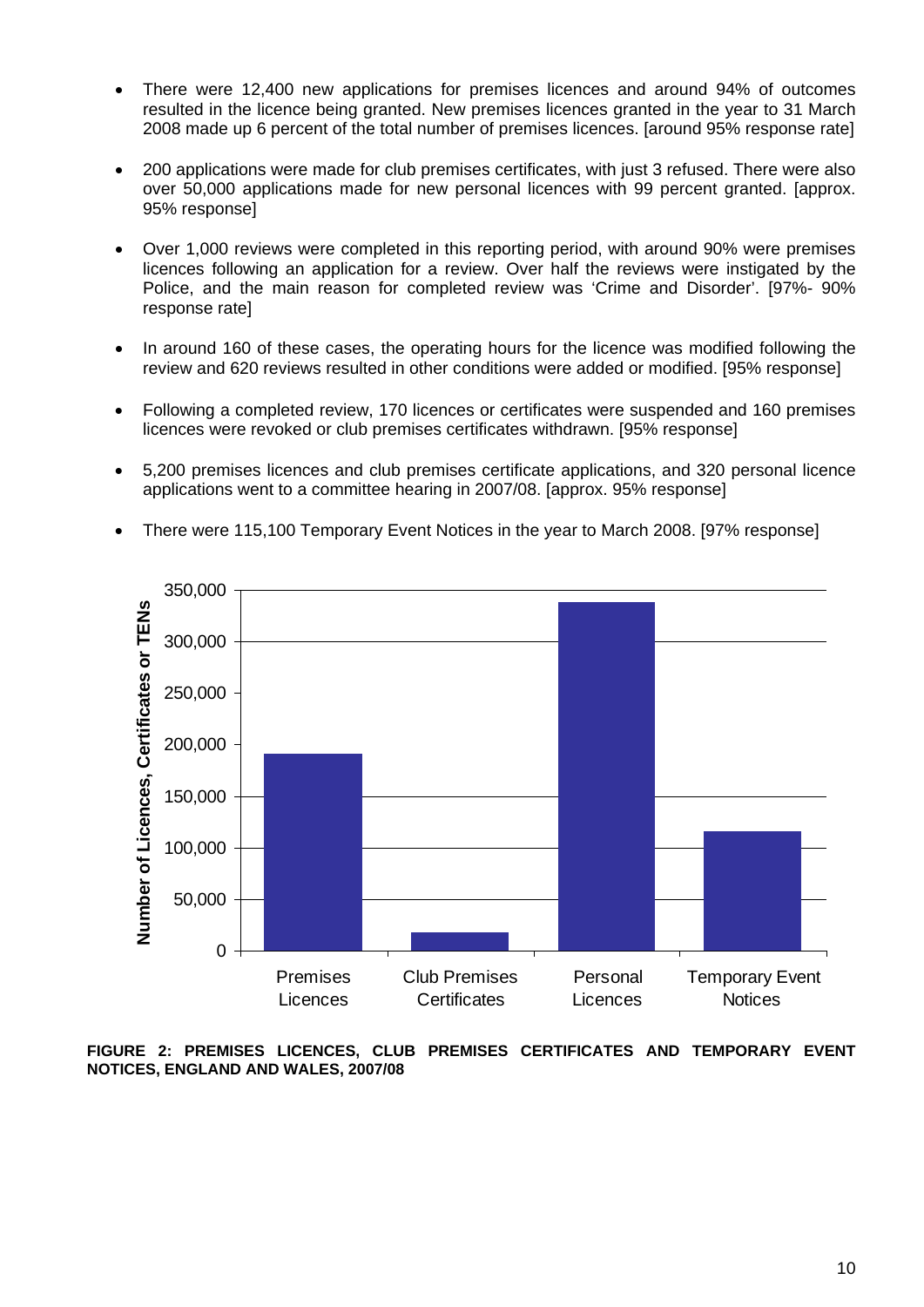- There were 12,400 new applications for premises licences and around 94% of outcomes resulted in the licence being granted. New premises licences granted in the year to 31 March 2008 made up 6 percent of the total number of premises licences. [around 95% response rate]

- 200 applications were made for club premises certificates, with just 3 refused. There were also over 50,000 applications made for new personal licences with 99 percent granted. [approx. 95% response]

- Over 1,000 reviews were completed in this reporting period, with around 90% were premises licences following an application for a review. Over half the reviews were instigated by the Police, and the main reason for completed review was 'Crime and Disorder'. [97%- 90% response rate]

- In around 160 of these cases, the operating hours for the licence was modified following the review and 620 reviews resulted in other conditions were added or modified. [95% response]

- Following a completed review, 170 licences or certificates were suspended and 160 premises licences were revoked or club premises certificates withdrawn. [95% response]

- 5,200 premises licences and club premises certificate applications, and 320 personal licence applications went to a committee hearing in 2007/08. [approx. 95% response]

- There were 115,100 Temporary Event Notices in the year to March 2008. [97% response]

**FIGURE 2: PREMISES LICENCES, CLUB PREMISES CERTIFICATES AND TEMPORARY EVENT NOTICES, ENGLAND AND WALES, 2007/08**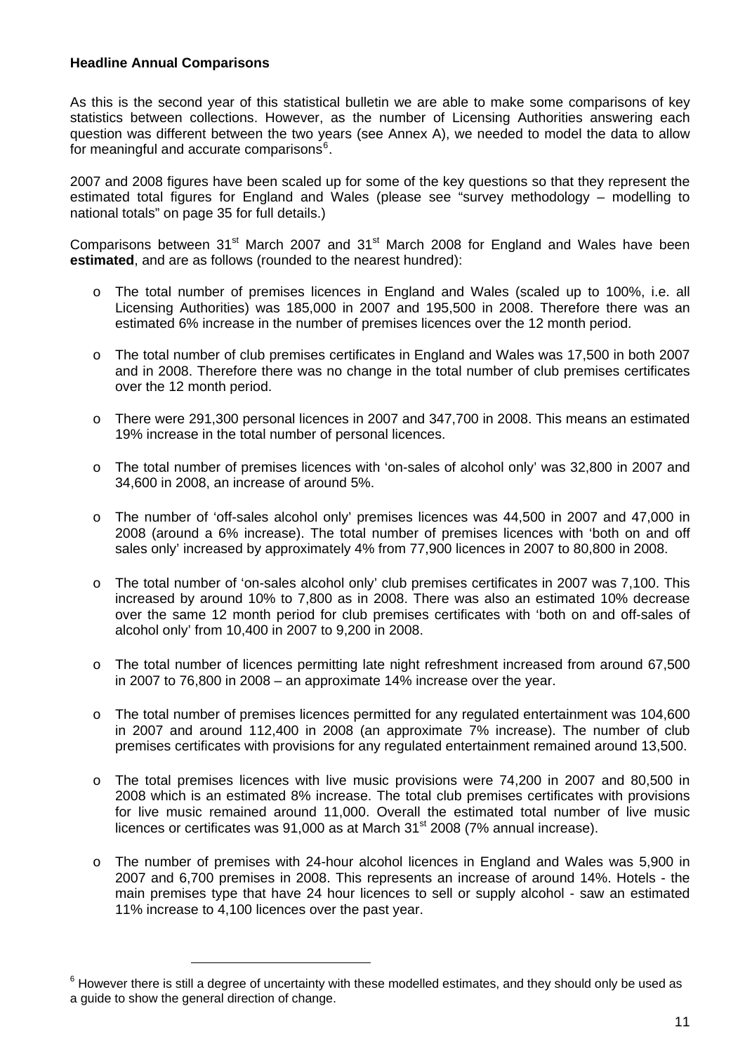**Headline Annual Comparisons**

As this is the second year of this statistical bulletin we are able to make some comparisons of key statistics between collections. However, as the number of Licensing Authorities answering each question was different between the two years (see Annex A), we needed to model the data to allow for meaningful and accurate comparisons[6].

2007 and 2008 figures have been scaled up for some of the key questions so that they represent the estimated total figures for England and Wales (please see "survey methodology – modelling to national totals" on page 35 for full details.)

Comparisons between 31st March 2007 and 31st March 2008 for England and Wales have been **estimated**, and are as follows (rounded to the nearest hundred):

- The total number of premises licences in England and Wales (scaled up to 100%, i.e. all Licensing Authorities) was 185,000 in 2007 and 195,500 in 2008. Therefore there was an estimated 6% increase in the number of premises licences over the 12 month period.
- The total number of club premises certificates in England and Wales was 17,500 in both 2007 and in 2008. Therefore there was no change in the total number of club premises certificates over the 12 month period.
- There were 291,300 personal licences in 2007 and 347,700 in 2008. This means an estimated 19% increase in the total number of personal licences.
- The total number of premises licences with 'on-sales of alcohol only' was 32,800 in 2007 and 34,600 in 2008, an increase of around 5%.
- The number of 'off-sales alcohol only' premises licences was 44,500 in 2007 and 47,000 in 2008 (around a 6% increase). The total number of premises licences with 'both on and off sales only' increased by approximately 4% from 77,900 licences in 2007 to 80,800 in 2008.
- The total number of 'on-sales alcohol only' club premises certificates in 2007 was 7,100. This increased by around 10% to 7,800 as in 2008. There was also an estimated 10% decrease over the same 12 month period for club premises certificates with 'both on and off-sales of alcohol only' from 10,400 in 2007 to 9,200 in 2008.
- The total number of licences permitting late night refreshment increased from around 67,500 in 2007 to 76,800 in 2008 – an approximate 14% increase over the year.
- The total number of premises licences permitted for any regulated entertainment was 104,600 in 2007 and around 112,400 in 2008 (an approximate 7% increase). The number of club premises certificates with provisions for any regulated entertainment remained around 13,500.
- The total premises licences with live music provisions were 74,200 in 2007 and 80,500 in 2008 which is an estimated 8% increase. The total club premises certificates with provisions for live music remained around 11,000. Overall the estimated total number of live music licences or certificates was 91,000 as at March 31st 2008 (7% annual increase).
- The number of premises with 24-hour alcohol licences in England and Wales was 5,900 in 2007 and 6,700 premises in 2008. This represents an increase of around 14%. Hotels - the main premises type that have 24 hour licences to sell or supply alcohol - saw an estimated 11% increase to 4,100 licences over the past year.

---

[6] However there is still a degree of uncertainty with these modelled estimates, and they should only be used as a guide to show the general direction of change.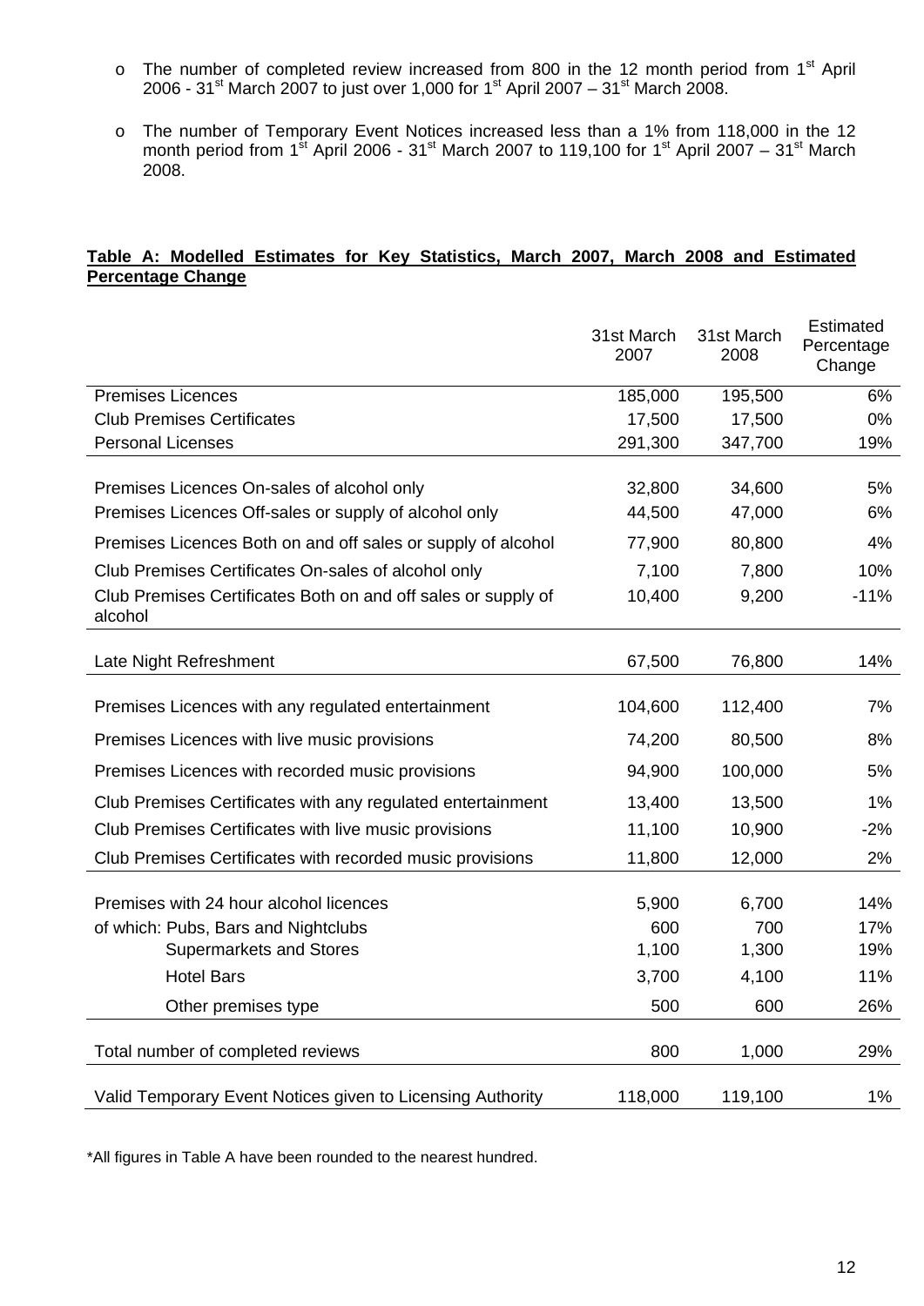- The number of completed review increased from 800 in the 12 month period from 1st April 2006 - 31st March 2007 to just over 1,000 for 1st April 2007 – 31st March 2008.

- The number of Temporary Event Notices increased less than a 1% from 118,000 in the 12 month period from 1st April 2006 - 31st March 2007 to 119,100 for 1st April 2007 – 31st March 2008.

**Table A: Modelled Estimates for Key Statistics, March 2007, March 2008 and Estimated Percentage Change**

| | 31st March 2007 | 31st March 2008 | Estimated Percentage Change |
|---|---|---|---|
| Premises Licences | 185,000 | 195,500 | 6% |
| Club Premises Certificates | 17,500 | 17,500 | 0% |
| Personal Licenses | 291,300 | 347,700 | 19% |
| Premises Licences On-sales of alcohol only | 32,800 | 34,600 | 5% |
| Premises Licences Off-sales or supply of alcohol only | 44,500 | 47,000 | 6% |
| Premises Licences Both on and off sales or supply of alcohol | 77,900 | 80,800 | 4% |
| Club Premises Certificates On-sales of alcohol only | 7,100 | 7,800 | 10% |
| Club Premises Certificates Both on and off sales or supply of alcohol | 10,400 | 9,200 | -11% |
| Late Night Refreshment | 67,500 | 76,800 | 14% |
| Premises Licences with any regulated entertainment | 104,600 | 112,400 | 7% |
| Premises Licences with live music provisions | 74,200 | 80,500 | 8% |
| Premises Licences with recorded music provisions | 94,900 | 100,000 | 5% |
| Club Premises Certificates with any regulated entertainment | 13,400 | 13,500 | 1% |
| Club Premises Certificates with live music provisions | 11,100 | 10,900 | -2% |
| Club Premises Certificates with recorded music provisions | 11,800 | 12,000 | 2% |
| Premises with 24 hour alcohol licences | 5,900 | 6,700 | 14% |
| of which: Pubs, Bars and Nightclubs | 600 | 700 | 17% |
| Supermarkets and Stores | 1,100 | 1,300 | 19% |
| Hotel Bars | 3,700 | 4,100 | 11% |
| Other premises type | 500 | 600 | 26% |
| Total number of completed reviews | 800 | 1,000 | 29% |
| Valid Temporary Event Notices given to Licensing Authority | 118,000 | 119,100 | 1% |

*All figures in Table A have been rounded to the nearest hundred.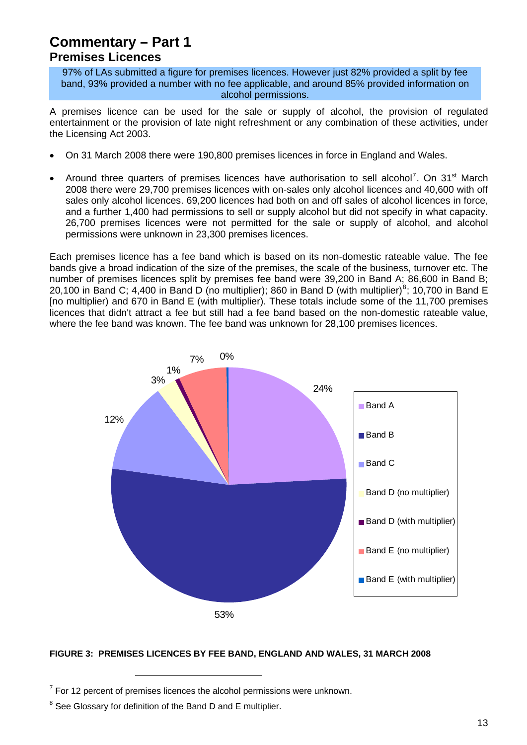# Commentary – Part 1

## Premises Licences

97% of LAs submitted a figure for premises licences. However just 82% provided a split by fee band, 93% provided a number with no fee applicable, and around 85% provided information on alcohol permissions.

A premises licence can be used for the sale or supply of alcohol, the provision of regulated entertainment or the provision of late night refreshment or any combination of these activities, under the Licensing Act 2003.

- On 31 March 2008 there were 190,800 premises licences in force in England and Wales.
- Around three quarters of premises licences have authorisation to sell alcohol[7]. On 31st March 2008 there were 29,700 premises licences with on-sales only alcohol licences and 40,600 with off sales only alcohol licences. 69,200 licences had both on and off sales of alcohol licences in force, and a further 1,400 had permissions to sell or supply alcohol but did not specify in what capacity. 26,700 premises licences were not permitted for the sale or supply of alcohol, and alcohol permissions were unknown in 23,300 premises licences.

Each premises licence has a fee band which is based on its non-domestic rateable value. The fee bands give a broad indication of the size of the premises, the scale of the business, turnover etc. The number of premises licences split by premises fee band were 39,200 in Band A; 86,600 in Band B; 20,100 in Band C; 4,400 in Band D (no multiplier); 860 in Band D (with multiplier)[8]; 10,700 in Band E [no multiplier) and 670 in Band E (with multiplier). These totals include some of the 11,700 premises licences that didn't attract a fee but still had a fee band based on the non-domestic rateable value, where the fee band was known. The fee band was unknown for 28,100 premises licences.

| Fee band | Percentage |
|---|---|
| Band A | 24% |
| Band B | 53% |
| Band C | 12% |
| Band D (no multiplier) | 3% |
| Band D (with multiplier) | 1% |
| Band E (no multiplier) | 7% |
| Band E (with multiplier) | 0% |

**FIGURE 3: PREMISES LICENCES BY FEE BAND, ENGLAND AND WALES, 31 MARCH 2008**

---

[7] For 12 percent of premises licences the alcohol permissions were unknown.

[8] See Glossary for definition of the Band D and E multiplier.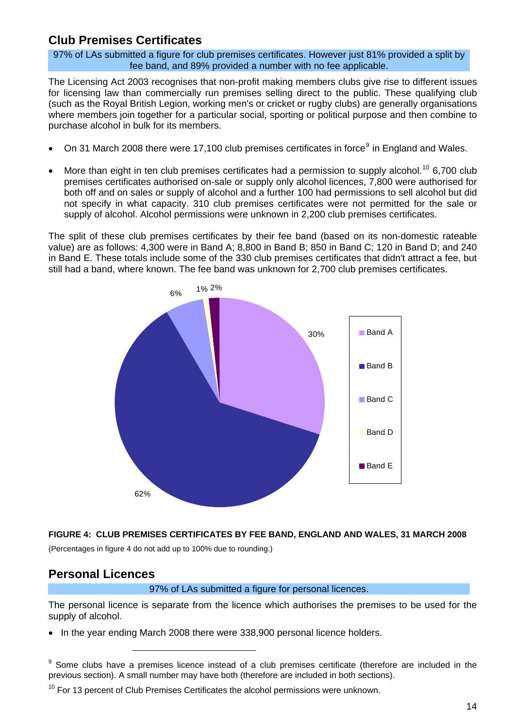## Club Premises Certificates

97% of LAs submitted a figure for club premises certificates. However just 81% provided a split by fee band, and 89% provided a number with no fee applicable.

The Licensing Act 2003 recognises that non-profit making members clubs give rise to different issues for licensing law than commercially run premises selling direct to the public. These qualifying club (such as the Royal British Legion, working men's or cricket or rugby clubs) are generally organisations where members join together for a particular social, sporting or political purpose and then combine to purchase alcohol in bulk for its members.

- On 31 March 2008 there were 17,100 club premises certificates in force[9] in England and Wales.
- More than eight in ten club premises certificates had a permission to supply alcohol.[10] 6,700 club premises certificates authorised on-sale or supply only alcohol licences, 7,800 were authorised for both off and on sales or supply of alcohol and a further 100 had permissions to sell alcohol but did not specify in what capacity. 310 club premises certificates were not permitted for the sale or supply of alcohol. Alcohol permissions were unknown in 2,200 club premises certificates.

The split of these club premises certificates by their fee band (based on its non-domestic rateable value) are as follows: 4,300 were in Band A; 8,800 in Band B; 850 in Band C; 120 in Band D; and 240 in Band E. These totals include some of the 330 club premises certificates that didn't attract a fee, but still had a band, where known. The fee band was unknown for 2,700 club premises certificates.

| Fee band | Percentage |
|---|---|
| Band A | 30% |
| Band B | 62% |
| Band C | 6% |
| Band D | 1% |
| Band E | 2% |

**FIGURE 4: CLUB PREMISES CERTIFICATES BY FEE BAND, ENGLAND AND WALES, 31 MARCH 2008**

(Percentages in figure 4 do not add up to 100% due to rounding.)

## Personal Licences

97% of LAs submitted a figure for personal licences.

The personal licence is separate from the licence which authorises the premises to be used for the supply of alcohol.

- In the year ending March 2008 there were 338,900 personal licence holders.

---

[9] Some clubs have a premises licence instead of a club premises certificate (therefore are included in the previous section). A small number may have both (therefore are included in both sections).

[10] For 13 percent of Club Premises Certificates the alcohol permissions were unknown.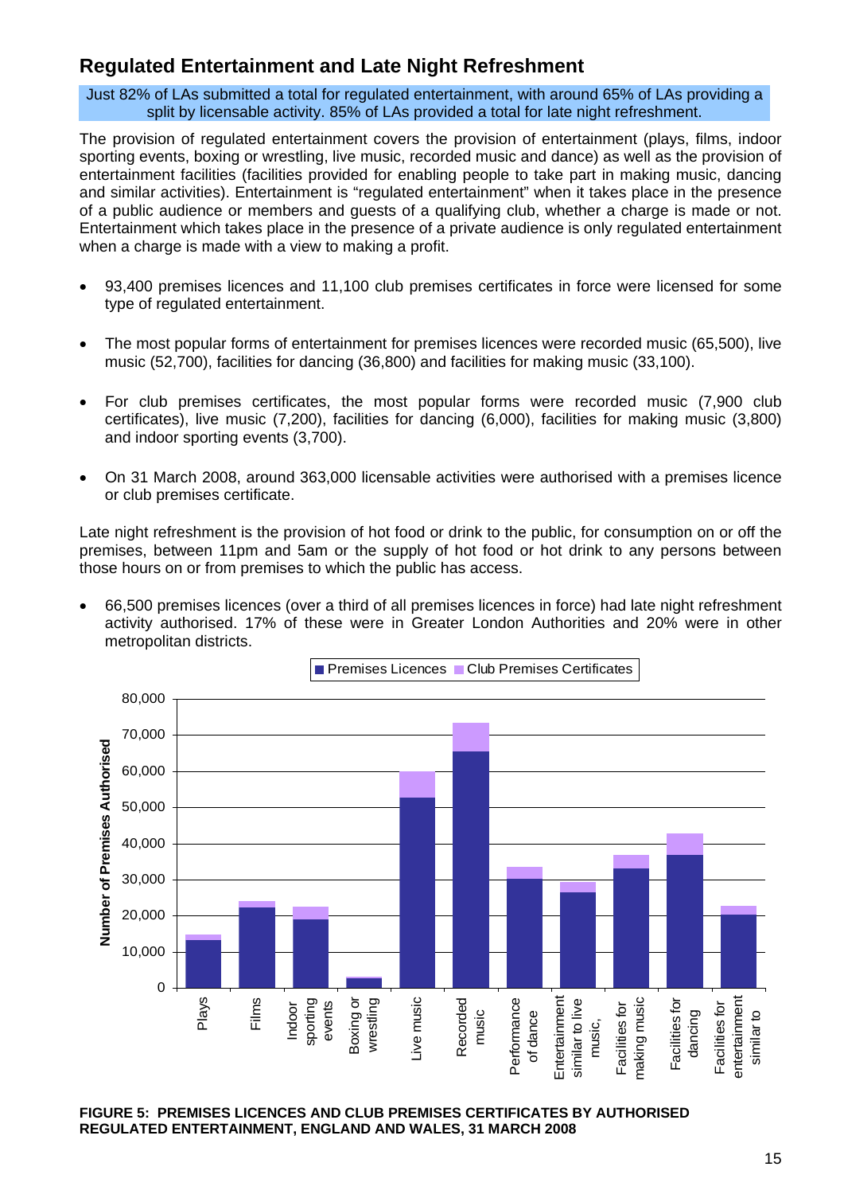## Regulated Entertainment and Late Night Refreshment

Just 82% of LAs submitted a total for regulated entertainment, with around 65% of LAs providing a split by licensable activity. 85% of LAs provided a total for late night refreshment.

The provision of regulated entertainment covers the provision of entertainment (plays, films, indoor sporting events, boxing or wrestling, live music, recorded music and dance) as well as the provision of entertainment facilities (facilities provided for enabling people to take part in making music, dancing and similar activities). Entertainment is "regulated entertainment" when it takes place in the presence of a public audience or members and guests of a qualifying club, whether a charge is made or not. Entertainment which takes place in the presence of a private audience is only regulated entertainment when a charge is made with a view to making a profit.

- 93,400 premises licences and 11,100 club premises certificates in force were licensed for some type of regulated entertainment.
- The most popular forms of entertainment for premises licences were recorded music (65,500), live music (52,700), facilities for dancing (36,800) and facilities for making music (33,100).
- For club premises certificates, the most popular forms were recorded music (7,900 club certificates), live music (7,200), facilities for dancing (6,000), facilities for making music (3,800) and indoor sporting events (3,700).
- On 31 March 2008, around 363,000 licensable activities were authorised with a premises licence or club premises certificate.

Late night refreshment is the provision of hot food or drink to the public, for consumption on or off the premises, between 11pm and 5am or the supply of hot food or hot drink to any persons between those hours on or from premises to which the public has access.

- 66,500 premises licences (over a third of all premises licences in force) had late night refreshment activity authorised. 17% of these were in Greater London Authorities and 20% were in other metropolitan districts.

**FIGURE 5: PREMISES LICENCES AND CLUB PREMISES CERTIFICATES BY AUTHORISED REGULATED ENTERTAINMENT, ENGLAND AND WALES, 31 MARCH 2008**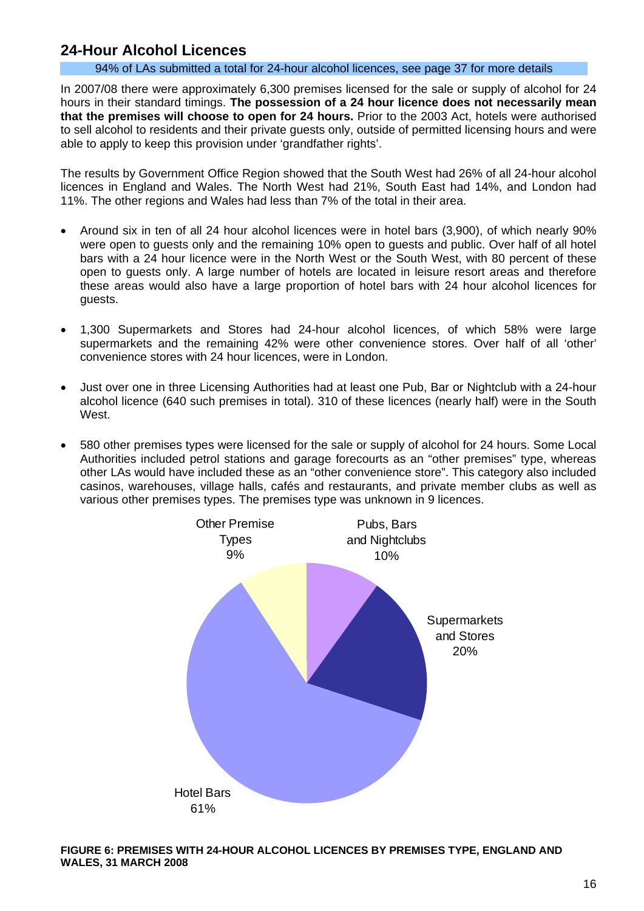## 24-Hour Alcohol Licences

94% of LAs submitted a total for 24-hour alcohol licences, see page 37 for more details

In 2007/08 there were approximately 6,300 premises licensed for the sale or supply of alcohol for 24 hours in their standard timings. **The possession of a 24 hour licence does not necessarily mean that the premises will choose to open for 24 hours.** Prior to the 2003 Act, hotels were authorised to sell alcohol to residents and their private guests only, outside of permitted licensing hours and were able to apply to keep this provision under 'grandfather rights'.

The results by Government Office Region showed that the South West had 26% of all 24-hour alcohol licences in England and Wales. The North West had 21%, South East had 14%, and London had 11%. The other regions and Wales had less than 7% of the total in their area.

- Around six in ten of all 24 hour alcohol licences were in hotel bars (3,900), of which nearly 90% were open to guests only and the remaining 10% open to guests and public. Over half of all hotel bars with a 24 hour licence were in the North West or the South West, with 80 percent of these open to guests only. A large number of hotels are located in leisure resort areas and therefore these areas would also have a large proportion of hotel bars with 24 hour alcohol licences for guests.

- 1,300 Supermarkets and Stores had 24-hour alcohol licences, of which 58% were large supermarkets and the remaining 42% were other convenience stores. Over half of all 'other' convenience stores with 24 hour licences, were in London.

- Just over one in three Licensing Authorities had at least one Pub, Bar or Nightclub with a 24-hour alcohol licence (640 such premises in total). 310 of these licences (nearly half) were in the South West.

- 580 other premises types were licensed for the sale or supply of alcohol for 24 hours. Some Local Authorities included petrol stations and garage forecourts as an "other premises" type, whereas other LAs would have included these as an "other convenience store". This category also included casinos, warehouses, village halls, cafés and restaurants, and private member clubs as well as various other premises types. The premises type was unknown in 9 licences.

| Premises type | Percentage |
|---|---|
| Hotel Bars | 61% |
| Supermarkets and Stores | 20% |
| Pubs, Bars and Nightclubs | 10% |
| Other Premise Types | 9% |

**FIGURE 6: PREMISES WITH 24-HOUR ALCOHOL LICENCES BY PREMISES TYPE, ENGLAND AND WALES, 31 MARCH 2008**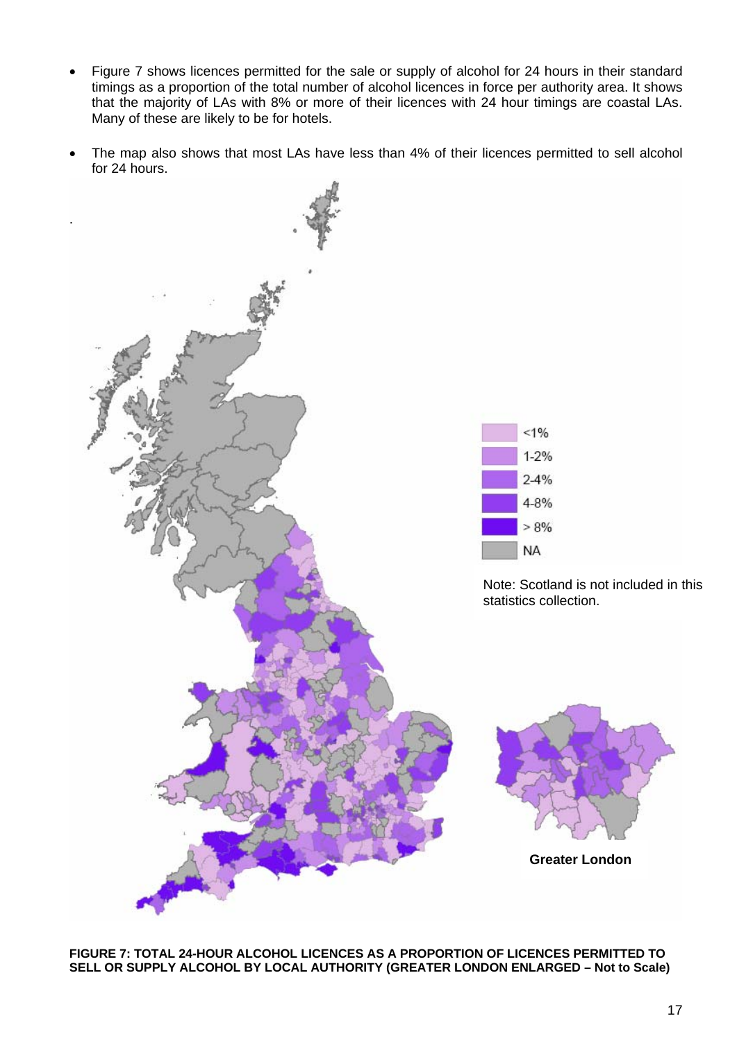- Figure 7 shows licences permitted for the sale or supply of alcohol for 24 hours in their standard timings as a proportion of the total number of alcohol licences in force per authority area. It shows that the majority of LAs with 8% or more of their licences with 24 hour timings are coastal LAs. Many of these are likely to be for hotels.

- The map also shows that most LAs have less than 4% of their licences permitted to sell alcohol for 24 hours.

Note: Scotland is not included in this statistics collection.

**FIGURE 7: TOTAL 24-HOUR ALCOHOL LICENCES AS A PROPORTION OF LICENCES PERMITTED TO SELL OR SUPPLY ALCOHOL BY LOCAL AUTHORITY (GREATER LONDON ENLARGED – Not to Scale)**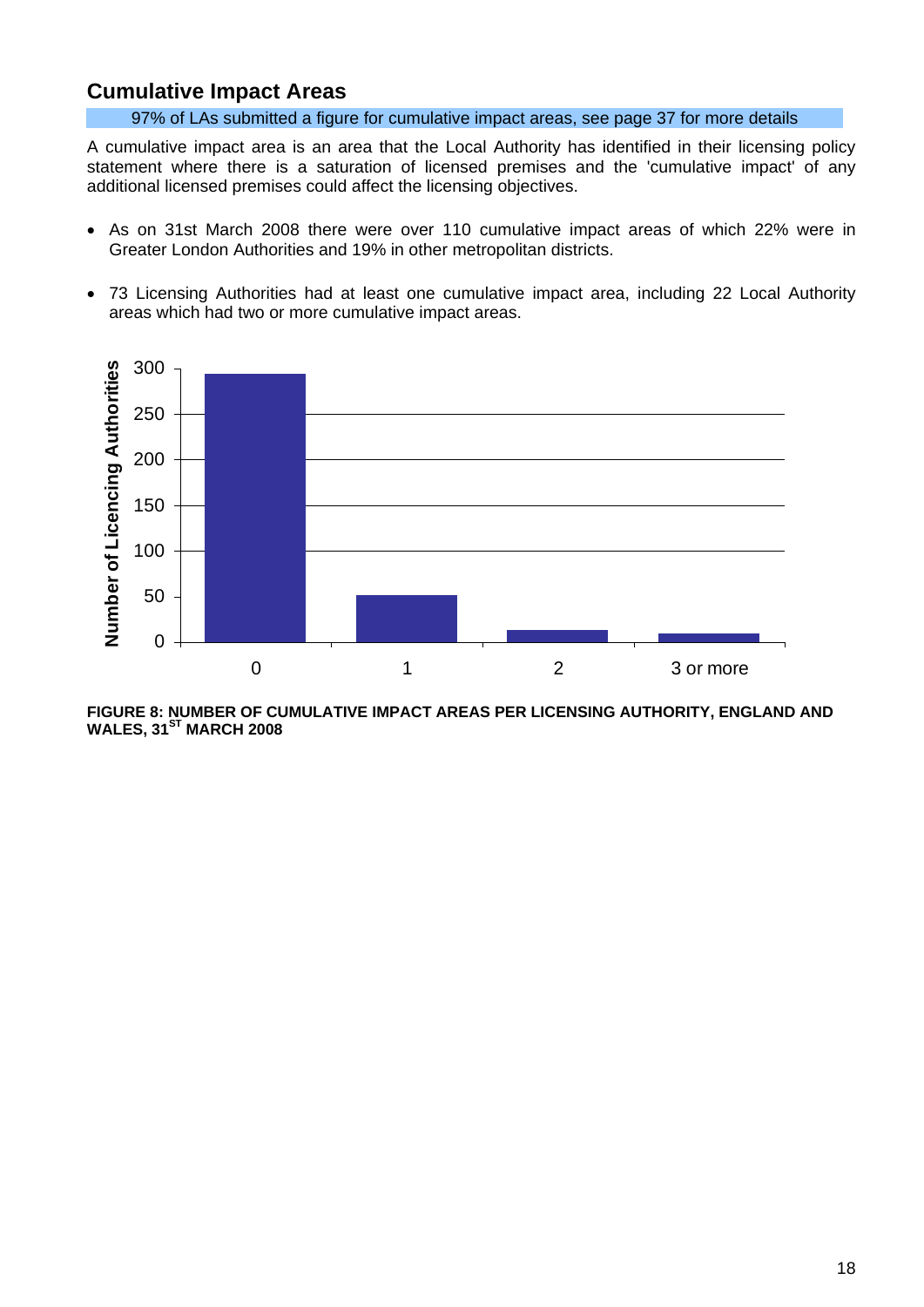## Cumulative Impact Areas

97% of LAs submitted a figure for cumulative impact areas, see page 37 for more details

A cumulative impact area is an area that the Local Authority has identified in their licensing policy statement where there is a saturation of licensed premises and the 'cumulative impact' of any additional licensed premises could affect the licensing objectives.

- As on 31st March 2008 there were over 110 cumulative impact areas of which 22% were in Greater London Authorities and 19% in other metropolitan districts.
- 73 Licensing Authorities had at least one cumulative impact area, including 22 Local Authority areas which had two or more cumulative impact areas.

**FIGURE 8: NUMBER OF CUMULATIVE IMPACT AREAS PER LICENSING AUTHORITY, ENGLAND AND WALES, 31ST MARCH 2008**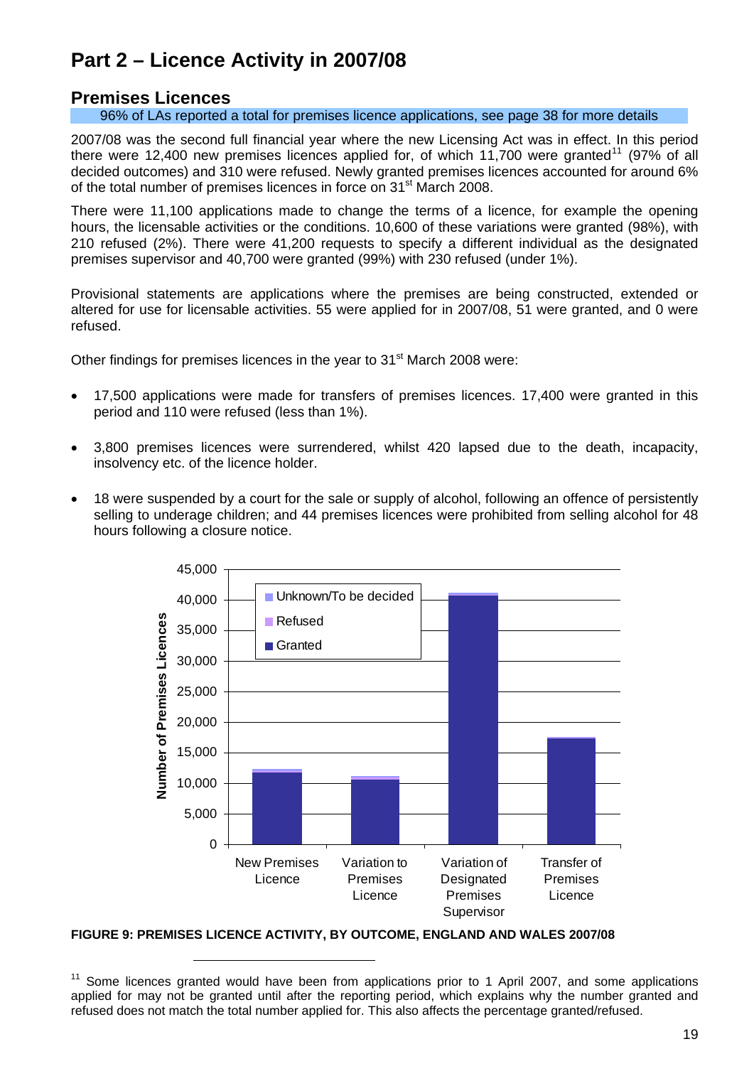# Part 2 – Licence Activity in 2007/08

## Premises Licences

96% of LAs reported a total for premises licence applications, see page 38 for more details

2007/08 was the second full financial year where the new Licensing Act was in effect. In this period there were 12,400 new premises licences applied for, of which 11,700 were granted[11] (97% of all decided outcomes) and 310 were refused. Newly granted premises licences accounted for around 6% of the total number of premises licences in force on 31st March 2008.

There were 11,100 applications made to change the terms of a licence, for example the opening hours, the licensable activities or the conditions. 10,600 of these variations were granted (98%), with 210 refused (2%). There were 41,200 requests to specify a different individual as the designated premises supervisor and 40,700 were granted (99%) with 230 refused (under 1%).

Provisional statements are applications where the premises are being constructed, extended or altered for use for licensable activities. 55 were applied for in 2007/08, 51 were granted, and 0 were refused.

Other findings for premises licences in the year to 31st March 2008 were:

- 17,500 applications were made for transfers of premises licences. 17,400 were granted in this period and 110 were refused (less than 1%).
- 3,800 premises licences were surrendered, whilst 420 lapsed due to the death, incapacity, insolvency etc. of the licence holder.
- 18 were suspended by a court for the sale or supply of alcohol, following an offence of persistently selling to underage children; and 44 premises licences were prohibited from selling alcohol for 48 hours following a closure notice.

**FIGURE 9: PREMISES LICENCE ACTIVITY, BY OUTCOME, ENGLAND AND WALES 2007/08**

[11] Some licences granted would have been from applications prior to 1 April 2007, and some applications applied for may not be granted until after the reporting period, which explains why the number granted and refused does not match the total number applied for. This also affects the percentage granted/refused.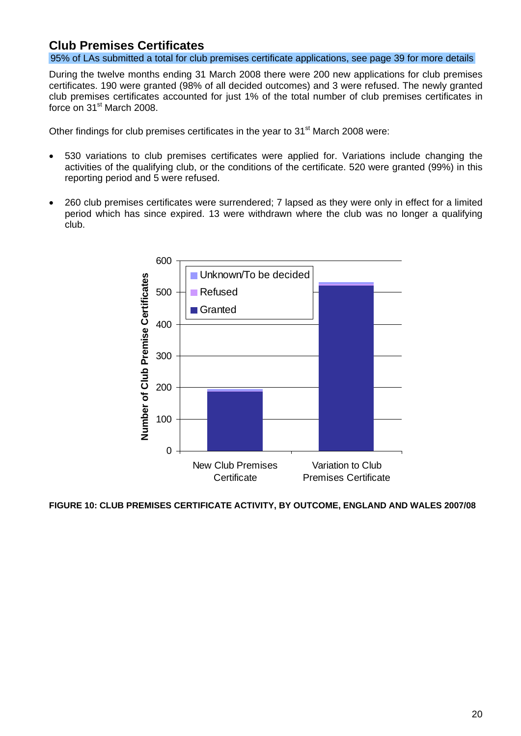## Club Premises Certificates

95% of LAs submitted a total for club premises certificate applications, see page 39 for more details

During the twelve months ending 31 March 2008 there were 200 new applications for club premises certificates. 190 were granted (98% of all decided outcomes) and 3 were refused. The newly granted club premises certificates accounted for just 1% of the total number of club premises certificates in force on 31st March 2008.

Other findings for club premises certificates in the year to 31st March 2008 were:

- 530 variations to club premises certificates were applied for. Variations include changing the activities of the qualifying club, or the conditions of the certificate. 520 were granted (99%) in this reporting period and 5 were refused.
- 260 club premises certificates were surrendered; 7 lapsed as they were only in effect for a limited period which has since expired. 13 were withdrawn where the club was no longer a qualifying club.

FIGURE 10: CLUB PREMISES CERTIFICATE ACTIVITY, BY OUTCOME, ENGLAND AND WALES 2007/08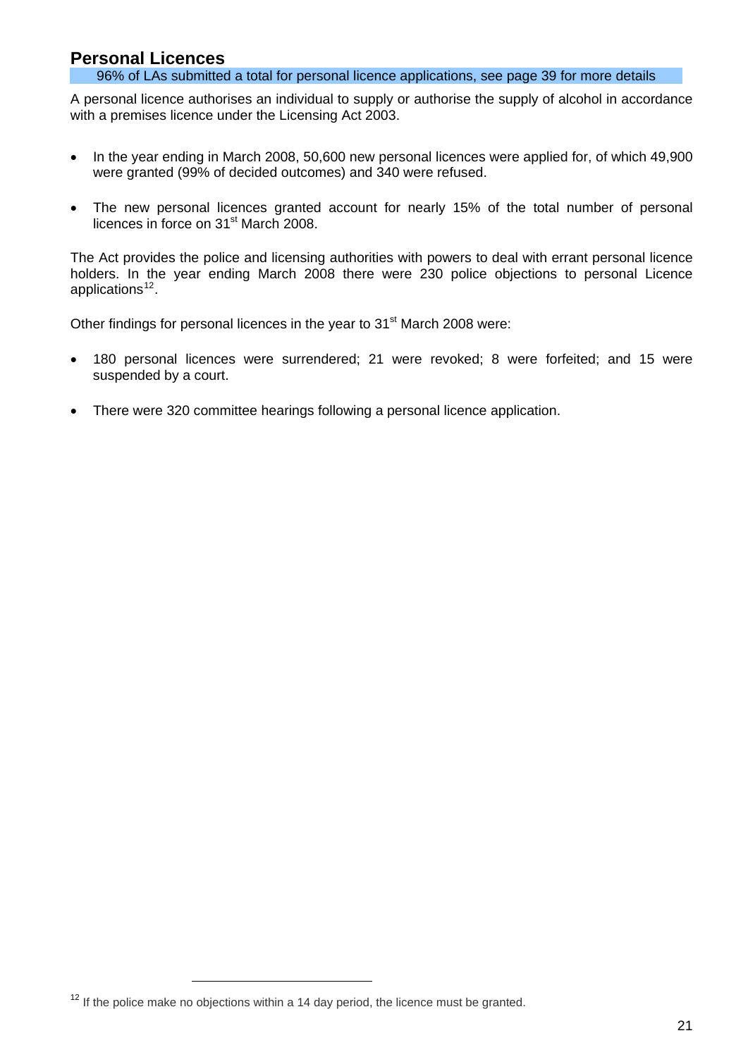## Personal Licences

96% of LAs submitted a total for personal licence applications, see page 39 for more details

A personal licence authorises an individual to supply or authorise the supply of alcohol in accordance with a premises licence under the Licensing Act 2003.

- In the year ending in March 2008, 50,600 new personal licences were applied for, of which 49,900 were granted (99% of decided outcomes) and 340 were refused.
- The new personal licences granted account for nearly 15% of the total number of personal licences in force on 31st March 2008.

The Act provides the police and licensing authorities with powers to deal with errant personal licence holders. In the year ending March 2008 there were 230 police objections to personal Licence applications[12].

Other findings for personal licences in the year to 31st March 2008 were:

- 180 personal licences were surrendered; 21 were revoked; 8 were forfeited; and 15 were suspended by a court.
- There were 320 committee hearings following a personal licence application.

[12] If the police make no objections within a 14 day period, the licence must be granted.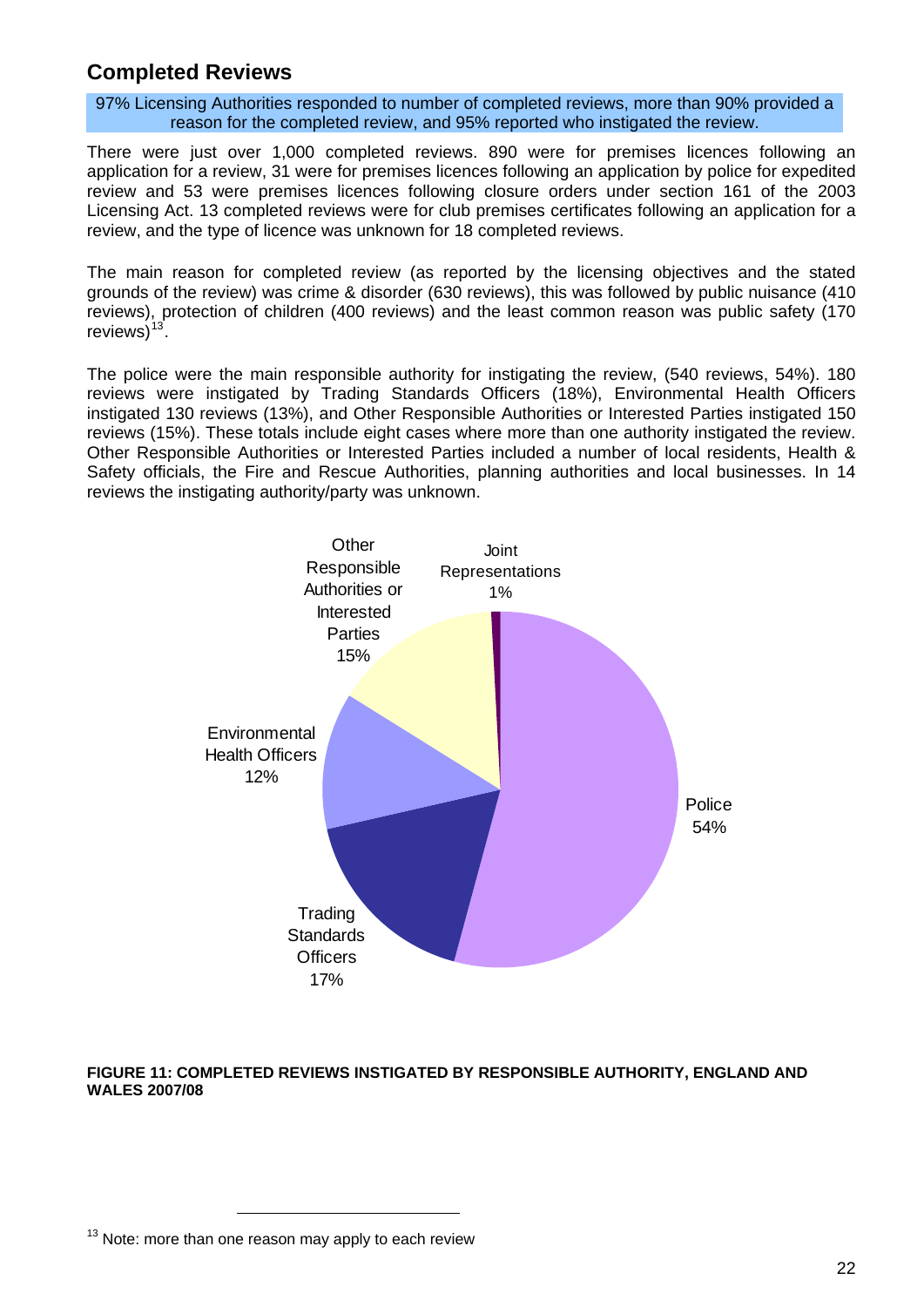## Completed Reviews

97% Licensing Authorities responded to number of completed reviews, more than 90% provided a reason for the completed review, and 95% reported who instigated the review.

There were just over 1,000 completed reviews. 890 were for premises licences following an application for a review, 31 were for premises licences following an application by police for expedited review and 53 were premises licences following closure orders under section 161 of the 2003 Licensing Act. 13 completed reviews were for club premises certificates following an application for a review, and the type of licence was unknown for 18 completed reviews.

The main reason for completed review (as reported by the licensing objectives and the stated grounds of the review) was crime & disorder (630 reviews), this was followed by public nuisance (410 reviews), protection of children (400 reviews) and the least common reason was public safety (170 reviews)[13].

The police were the main responsible authority for instigating the review, (540 reviews, 54%). 180 reviews were instigated by Trading Standards Officers (18%), Environmental Health Officers instigated 130 reviews (13%), and Other Responsible Authorities or Interested Parties instigated 150 reviews (15%). These totals include eight cases where more than one authority instigated the review. Other Responsible Authorities or Interested Parties included a number of local residents, Health & Safety officials, the Fire and Rescue Authorities, planning authorities and local businesses. In 14 reviews the instigating authority/party was unknown.

| Instigating authority | Share |
|---|---|
| Police | 54% |
| Trading Standards Officers | 17% |
| Environmental Health Officers | 12% |
| Other Responsible Authorities or Interested Parties | 15% |
| Joint Representations | 1% |

**FIGURE 11: COMPLETED REVIEWS INSTIGATED BY RESPONSIBLE AUTHORITY, ENGLAND AND WALES 2007/08**

[13] Note: more than one reason may apply to each review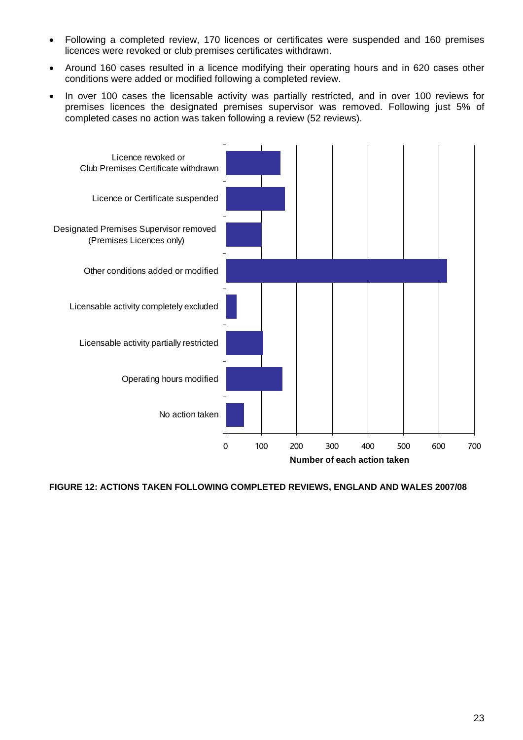- Following a completed review, 170 licences or certificates were suspended and 160 premises licences were revoked or club premises certificates withdrawn.
- Around 160 cases resulted in a licence modifying their operating hours and in 620 cases other conditions were added or modified following a completed review.
- In over 100 cases the licensable activity was partially restricted, and in over 100 reviews for premises licences the designated premises supervisor was removed. Following just 5% of completed cases no action was taken following a review (52 reviews).

| Action | Number of each action taken (approx.) |
|---|---|
| Licence revoked or Club Premises Certificate withdrawn | 155 |
| Licence or Certificate suspended | 167 |
| Designated Premises Supervisor removed (Premises Licences only) | 101 |
| Other conditions added or modified | 623 |
| Licensable activity completely excluded | 30 |
| Licensable activity partially restricted | 105 |
| Operating hours modified | 160 |
| No action taken | 52 |

**FIGURE 12: ACTIONS TAKEN FOLLOWING COMPLETED REVIEWS, ENGLAND AND WALES 2007/08**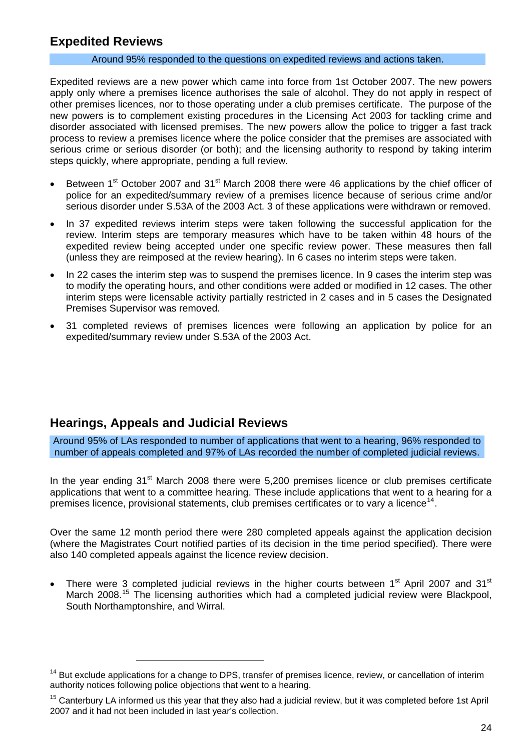## Expedited Reviews

Around 95% responded to the questions on expedited reviews and actions taken.

Expedited reviews are a new power which came into force from 1st October 2007. The new powers apply only where a premises licence authorises the sale of alcohol. They do not apply in respect of other premises licences, nor to those operating under a club premises certificate. The purpose of the new powers is to complement existing procedures in the Licensing Act 2003 for tackling crime and disorder associated with licensed premises. The new powers allow the police to trigger a fast track process to review a premises licence where the police consider that the premises are associated with serious crime or serious disorder (or both); and the licensing authority to respond by taking interim steps quickly, where appropriate, pending a full review.

- Between 1st October 2007 and 31st March 2008 there were 46 applications by the chief officer of police for an expedited/summary review of a premises licence because of serious crime and/or serious disorder under S.53A of the 2003 Act. 3 of these applications were withdrawn or removed.
- In 37 expedited reviews interim steps were taken following the successful application for the review. Interim steps are temporary measures which have to be taken within 48 hours of the expedited review being accepted under one specific review power. These measures then fall (unless they are reimposed at the review hearing). In 6 cases no interim steps were taken.
- In 22 cases the interim step was to suspend the premises licence. In 9 cases the interim step was to modify the operating hours, and other conditions were added or modified in 12 cases. The other interim steps were licensable activity partially restricted in 2 cases and in 5 cases the Designated Premises Supervisor was removed.
- 31 completed reviews of premises licences were following an application by police for an expedited/summary review under S.53A of the 2003 Act.

## Hearings, Appeals and Judicial Reviews

Around 95% of LAs responded to number of applications that went to a hearing, 96% responded to number of appeals completed and 97% of LAs recorded the number of completed judicial reviews.

In the year ending 31st March 2008 there were 5,200 premises licence or club premises certificate applications that went to a committee hearing. These include applications that went to a hearing for a premises licence, provisional statements, club premises certificates or to vary a licence[14].

Over the same 12 month period there were 280 completed appeals against the application decision (where the Magistrates Court notified parties of its decision in the time period specified). There were also 140 completed appeals against the licence review decision.

- There were 3 completed judicial reviews in the higher courts between 1st April 2007 and 31st March 2008.[15] The licensing authorities which had a completed judicial review were Blackpool, South Northamptonshire, and Wirral.

---

[14] But exclude applications for a change to DPS, transfer of premises licence, review, or cancellation of interim authority notices following police objections that went to a hearing.

[15] Canterbury LA informed us this year that they also had a judicial review, but it was completed before 1st April 2007 and it had not been included in last year's collection.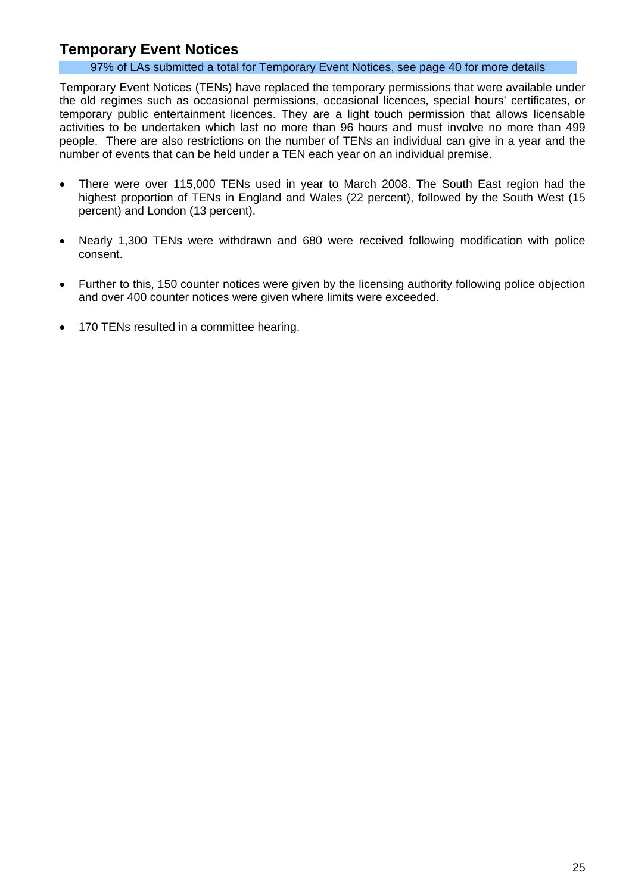## Temporary Event Notices

97% of LAs submitted a total for Temporary Event Notices, see page 40 for more details

Temporary Event Notices (TENs) have replaced the temporary permissions that were available under the old regimes such as occasional permissions, occasional licences, special hours' certificates, or temporary public entertainment licences. They are a light touch permission that allows licensable activities to be undertaken which last no more than 96 hours and must involve no more than 499 people. There are also restrictions on the number of TENs an individual can give in a year and the number of events that can be held under a TEN each year on an individual premise.

- There were over 115,000 TENs used in year to March 2008. The South East region had the highest proportion of TENs in England and Wales (22 percent), followed by the South West (15 percent) and London (13 percent).

- Nearly 1,300 TENs were withdrawn and 680 were received following modification with police consent.

- Further to this, 150 counter notices were given by the licensing authority following police objection and over 400 counter notices were given where limits were exceeded.

- 170 TENs resulted in a committee hearing.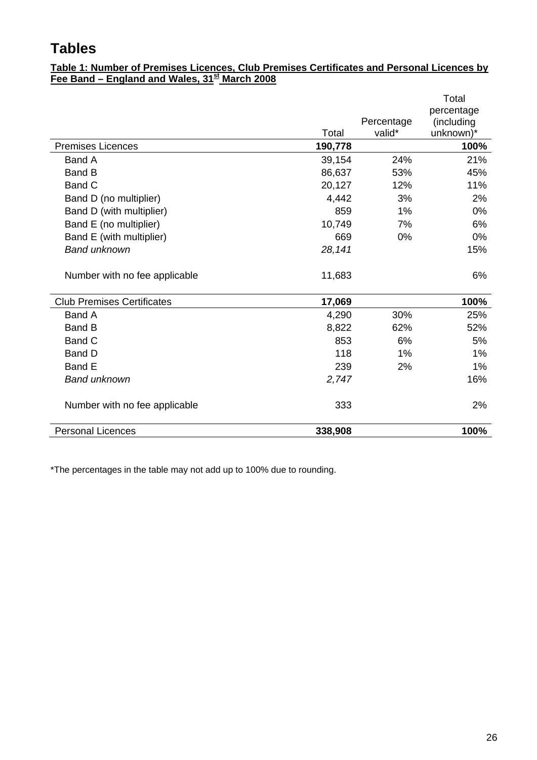# Tables

**Table 1: Number of Premises Licences, Club Premises Certificates and Personal Licences by Fee Band – England and Wales, 31st March 2008**

| | Total | Percentage valid* | Total percentage (including unknown)* |
|---|---|---|---|
| Premises Licences | **190,778** | | **100%** |
| Band A | 39,154 | 24% | 21% |
| Band B | 86,637 | 53% | 45% |
| Band C | 20,127 | 12% | 11% |
| Band D (no multiplier) | 4,442 | 3% | 2% |
| Band D (with multiplier) | 859 | 1% | 0% |
| Band E (no multiplier) | 10,749 | 7% | 6% |
| Band E (with multiplier) | 669 | 0% | 0% |
| *Band unknown* | *28,141* | | 15% |
| Number with no fee applicable | 11,683 | | 6% |
| Club Premises Certificates | **17,069** | | **100%** |
| Band A | 4,290 | 30% | 25% |
| Band B | 8,822 | 62% | 52% |
| Band C | 853 | 6% | 5% |
| Band D | 118 | 1% | 1% |
| Band E | 239 | 2% | 1% |
| *Band unknown* | *2,747* | | 16% |
| Number with no fee applicable | 333 | | 2% |
| Personal Licences | **338,908** | | **100%** |

*The percentages in the table may not add up to 100% due to rounding.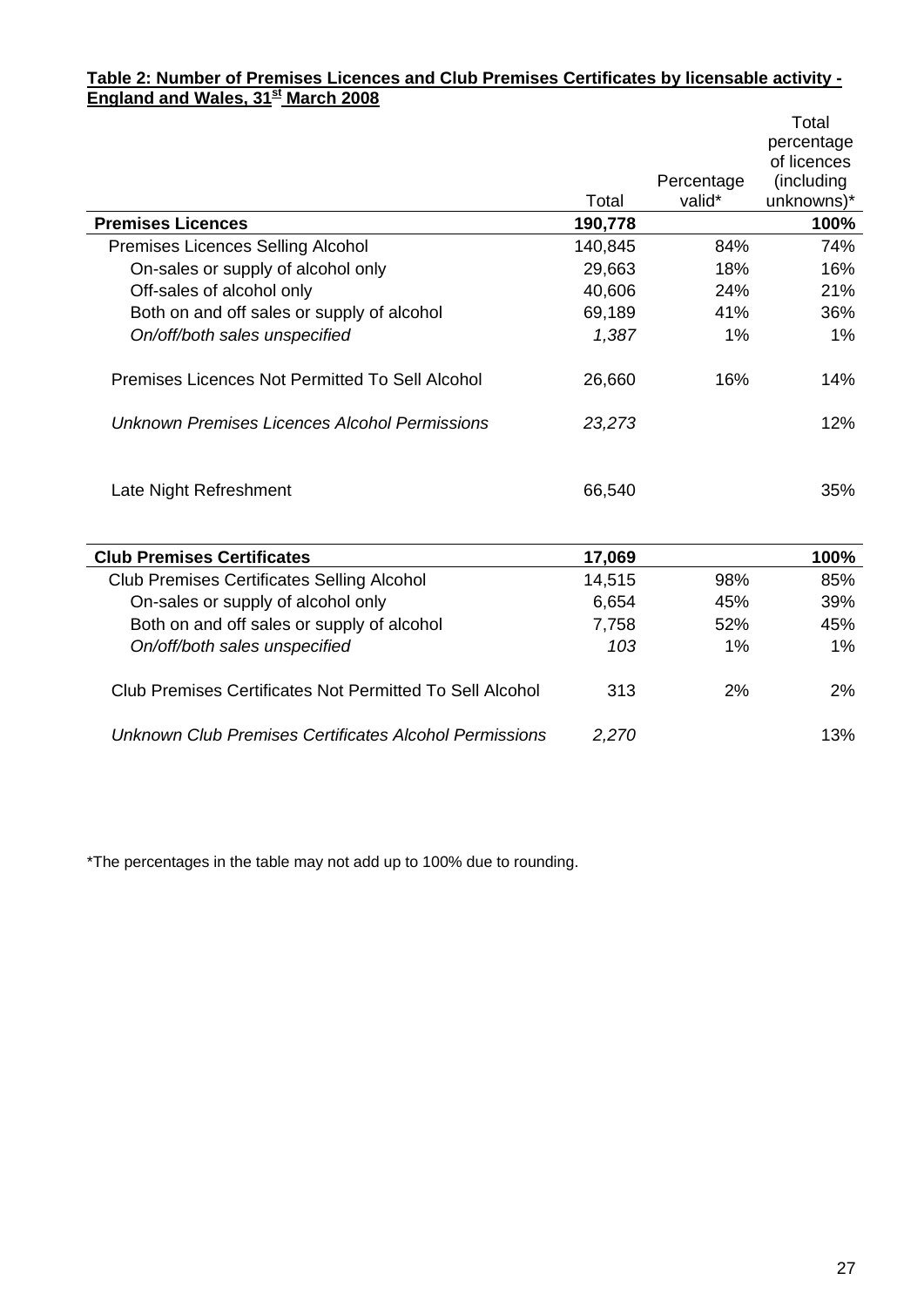**Table 2: Number of Premises Licences and Club Premises Certificates by licensable activity - England and Wales, 31[st] March 2008**

| | Total | Percentage valid* | Total percentage of licences (including unknowns)* |
|---|---|---|---|
| **Premises Licences** | **190,778** | | **100%** |
| Premises Licences Selling Alcohol | 140,845 | 84% | 74% |
| On-sales or supply of alcohol only | 29,663 | 18% | 16% |
| Off-sales of alcohol only | 40,606 | 24% | 21% |
| Both on and off sales or supply of alcohol | 69,189 | 41% | 36% |
| *On/off/both sales unspecified* | *1,387* | 1% | 1% |
| Premises Licences Not Permitted To Sell Alcohol | 26,660 | 16% | 14% |
| *Unknown Premises Licences Alcohol Permissions* | *23,273* | | 12% |
| Late Night Refreshment | 66,540 | | 35% |
| **Club Premises Certificates** | **17,069** | | **100%** |
| Club Premises Certificates Selling Alcohol | 14,515 | 98% | 85% |
| On-sales or supply of alcohol only | 6,654 | 45% | 39% |
| Both on and off sales or supply of alcohol | 7,758 | 52% | 45% |
| *On/off/both sales unspecified* | *103* | 1% | 1% |
| Club Premises Certificates Not Permitted To Sell Alcohol | 313 | 2% | 2% |
| *Unknown Club Premises Certificates Alcohol Permissions* | *2,270* | | 13% |

*The percentages in the table may not add up to 100% due to rounding.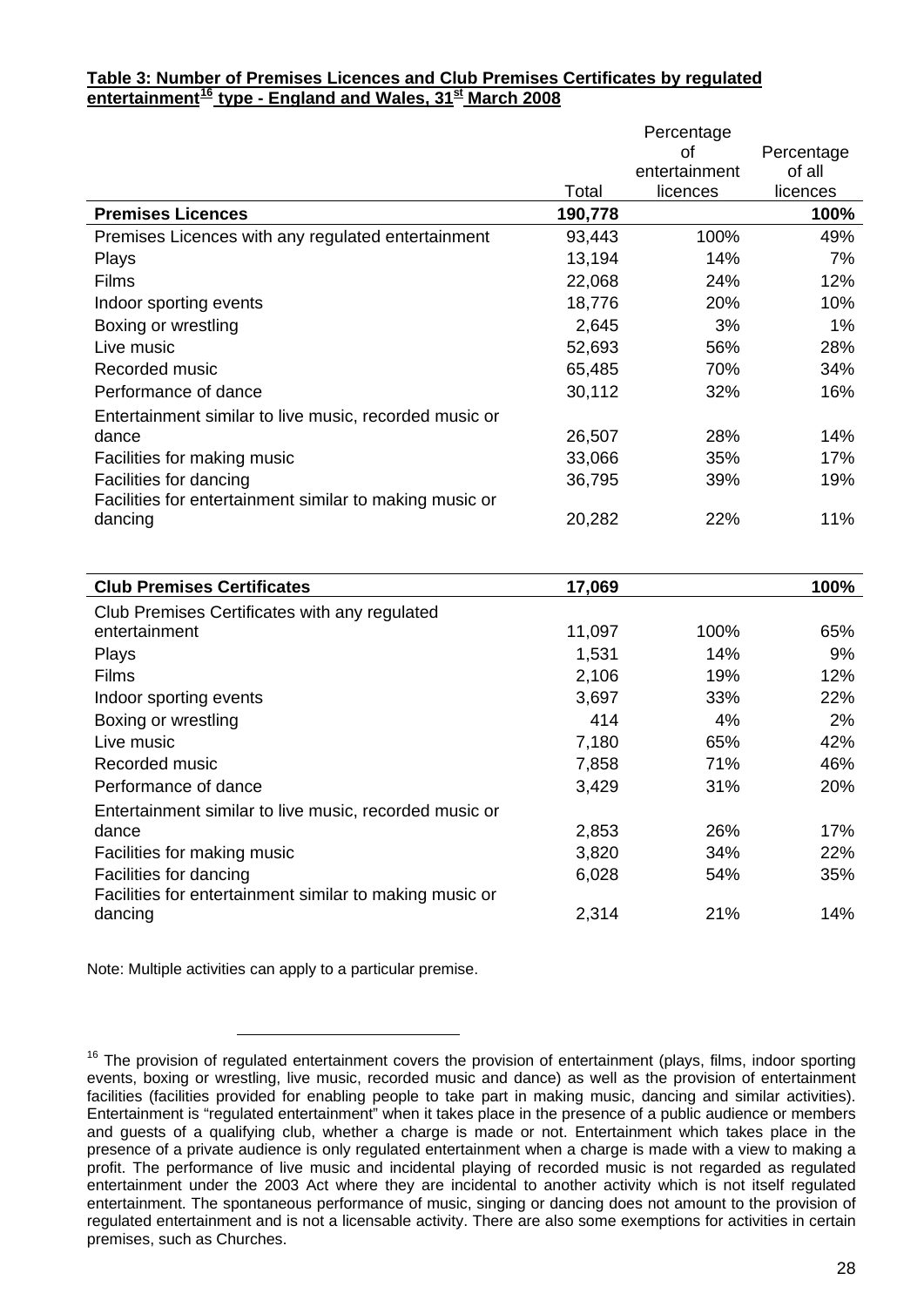**Table 3: Number of Premises Licences and Club Premises Certificates by regulated entertainment[16] type - England and Wales, 31st March 2008**

| | Total | Percentage of entertainment licences | Percentage of all licences |
|---|---|---|---|
| **Premises Licences** | **190,778** | | **100%** |
| Premises Licences with any regulated entertainment | 93,443 | 100% | 49% |
| Plays | 13,194 | 14% | 7% |
| Films | 22,068 | 24% | 12% |
| Indoor sporting events | 18,776 | 20% | 10% |
| Boxing or wrestling | 2,645 | 3% | 1% |
| Live music | 52,693 | 56% | 28% |
| Recorded music | 65,485 | 70% | 34% |
| Performance of dance | 30,112 | 32% | 16% |
| Entertainment similar to live music, recorded music or dance | 26,507 | 28% | 14% |
| Facilities for making music | 33,066 | 35% | 17% |
| Facilities for dancing | 36,795 | 39% | 19% |
| Facilities for entertainment similar to making music or dancing | 20,282 | 22% | 11% |
| | | | |
| **Club Premises Certificates** | **17,069** | | **100%** |
| Club Premises Certificates with any regulated entertainment | 11,097 | 100% | 65% |
| Plays | 1,531 | 14% | 9% |
| Films | 2,106 | 19% | 12% |
| Indoor sporting events | 3,697 | 33% | 22% |
| Boxing or wrestling | 414 | 4% | 2% |
| Live music | 7,180 | 65% | 42% |
| Recorded music | 7,858 | 71% | 46% |
| Performance of dance | 3,429 | 31% | 20% |
| Entertainment similar to live music, recorded music or dance | 2,853 | 26% | 17% |
| Facilities for making music | 3,820 | 34% | 22% |
| Facilities for dancing | 6,028 | 54% | 35% |
| Facilities for entertainment similar to making music or dancing | 2,314 | 21% | 14% |

Note: Multiple activities can apply to a particular premise.

---

[16] The provision of regulated entertainment covers the provision of entertainment (plays, films, indoor sporting events, boxing or wrestling, live music, recorded music and dance) as well as the provision of entertainment facilities (facilities provided for enabling people to take part in making music, dancing and similar activities). Entertainment is "regulated entertainment" when it takes place in the presence of a public audience or members and guests of a qualifying club, whether a charge is made or not. Entertainment which takes place in the presence of a private audience is only regulated entertainment when a charge is made with a view to making a profit. The performance of live music and incidental playing of recorded music is not regarded as regulated entertainment under the 2003 Act where they are incidental to another activity which is not itself regulated entertainment. The spontaneous performance of music, singing or dancing does not amount to the provision of regulated entertainment and is not a licensable activity. There are also some exemptions for activities in certain premises, such as Churches.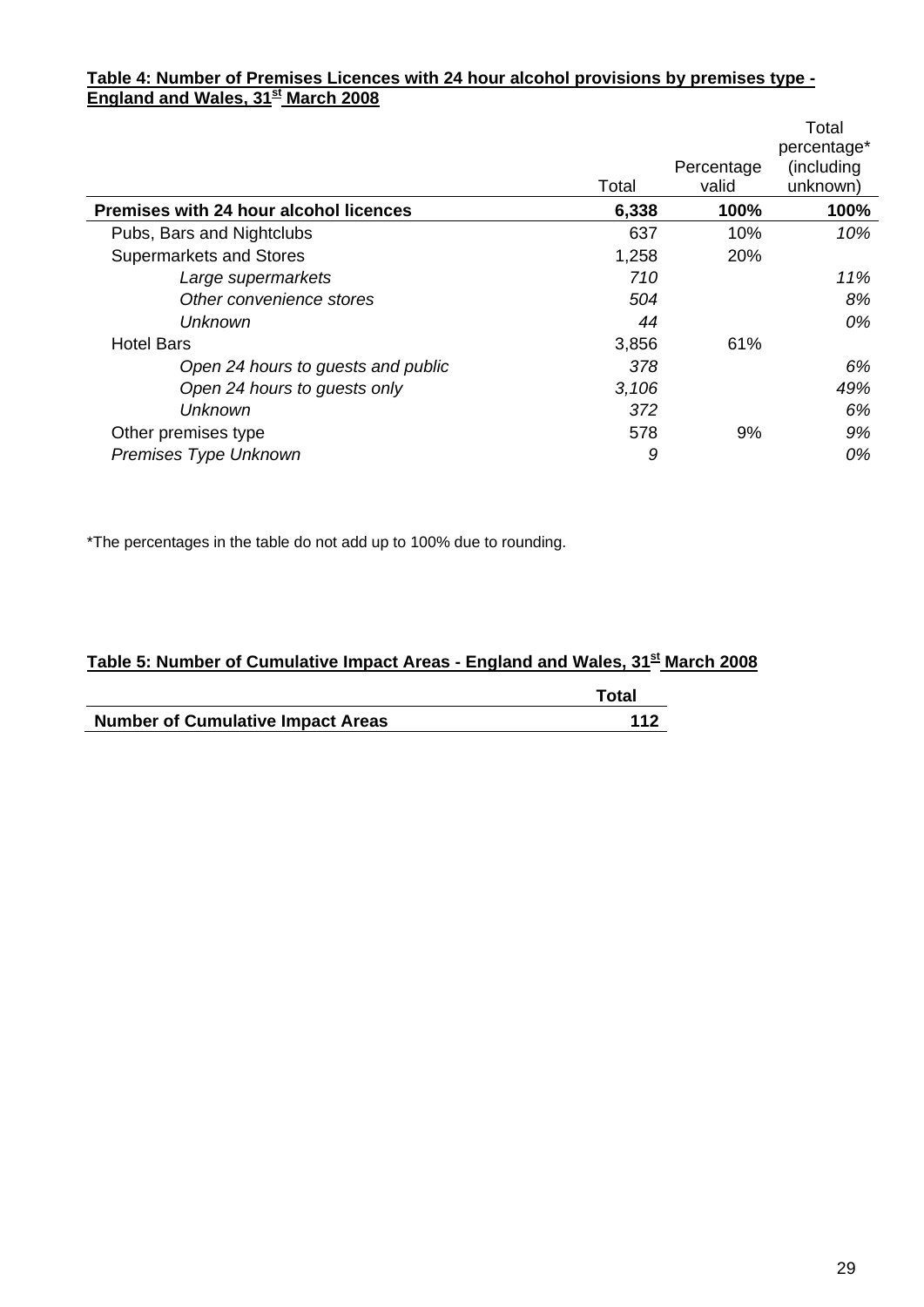**Table 4: Number of Premises Licences with 24 hour alcohol provisions by premises type - England and Wales, 31st March 2008**

| | Total | Percentage valid | Total percentage* (including unknown) |
|---|---|---|---|
| **Premises with 24 hour alcohol licences** | **6,338** | **100%** | **100%** |
| Pubs, Bars and Nightclubs | 637 | 10% | *10%* |
| Supermarkets and Stores | 1,258 | 20% | |
| *Large supermarkets* | *710* | | *11%* |
| *Other convenience stores* | *504* | | *8%* |
| *Unknown* | *44* | | *0%* |
| Hotel Bars | 3,856 | 61% | |
| *Open 24 hours to guests and public* | *378* | | *6%* |
| *Open 24 hours to guests only* | *3,106* | | *49%* |
| *Unknown* | *372* | | *6%* |
| Other premises type | 578 | 9% | *9%* |
| *Premises Type Unknown* | *9* | | *0%* |

*The percentages in the table do not add up to 100% due to rounding.

**Table 5: Number of Cumulative Impact Areas - England and Wales, 31st March 2008**

| | **Total** |
|---|---|
| **Number of Cumulative Impact Areas** | **112** |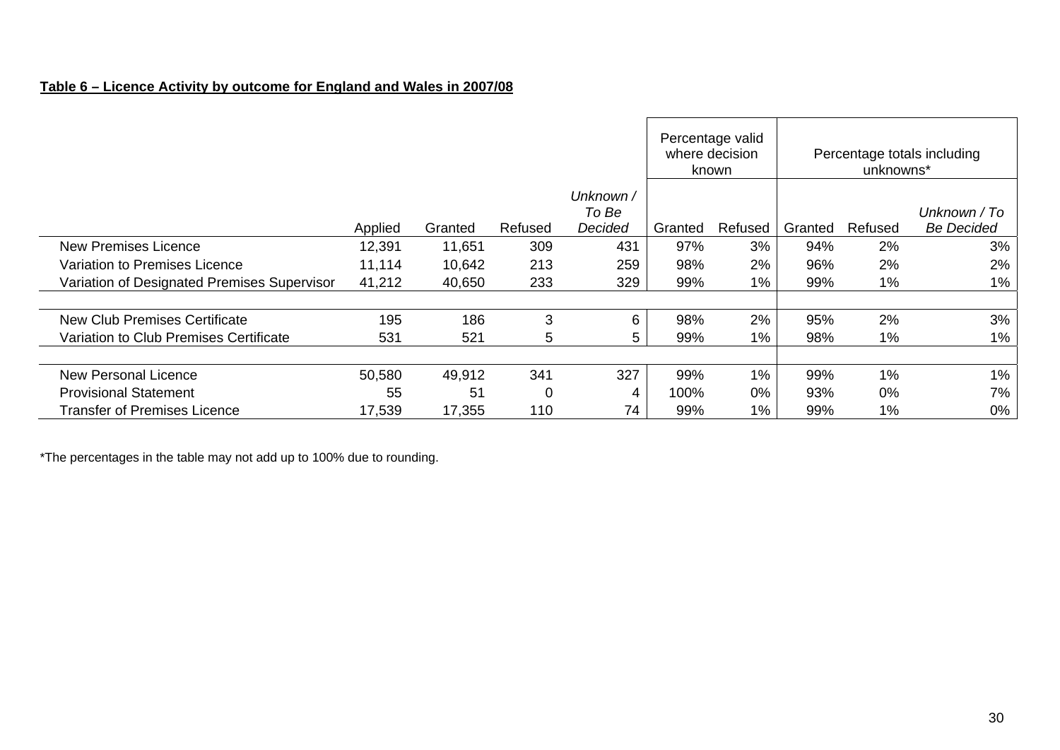**Table 6 – Licence Activity by outcome for England and Wales in 2007/08**

| | | | | | Percentage valid where decision known | | Percentage totals including unknowns* | | |
|---|---|---|---|---|---|---|---|---|---|
| | Applied | Granted | Refused | *Unknown / To Be Decided* | Granted | Refused | Granted | Refused | *Unknown / To Be Decided* |
| New Premises Licence | 12,391 | 11,651 | 309 | 431 | 97% | 3% | 94% | 2% | 3% |
| Variation to Premises Licence | 11,114 | 10,642 | 213 | 259 | 98% | 2% | 96% | 2% | 2% |
| Variation of Designated Premises Supervisor | 41,212 | 40,650 | 233 | 329 | 99% | 1% | 99% | 1% | 1% |
| | | | | | | | | | |
| New Club Premises Certificate | 195 | 186 | 3 | 6 | 98% | 2% | 95% | 2% | 3% |
| Variation to Club Premises Certificate | 531 | 521 | 5 | 5 | 99% | 1% | 98% | 1% | 1% |
| | | | | | | | | | |
| New Personal Licence | 50,580 | 49,912 | 341 | 327 | 99% | 1% | 99% | 1% | 1% |
| Provisional Statement | 55 | 51 | 0 | 4 | 100% | 0% | 93% | 0% | 7% |
| Transfer of Premises Licence | 17,539 | 17,355 | 110 | 74 | 99% | 1% | 99% | 1% | 0% |

*The percentages in the table may not add up to 100% due to rounding.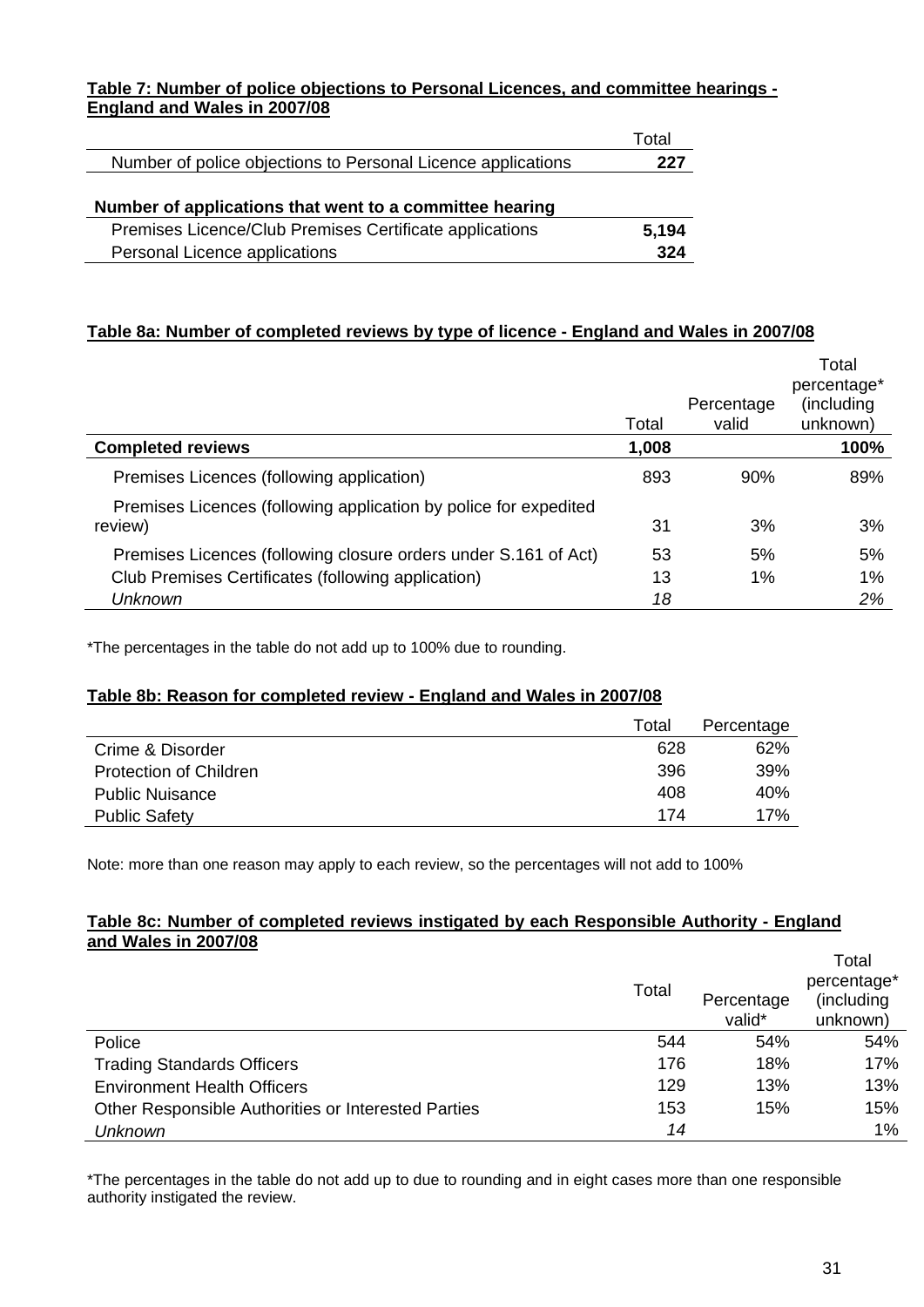**Table 7: Number of police objections to Personal Licences, and committee hearings - England and Wales in 2007/08**

| | Total |
|---|---|
| Number of police objections to Personal Licence applications | **227** |
| | |
| **Number of applications that went to a committee hearing** | |
| Premises Licence/Club Premises Certificate applications | **5,194** |
| Personal Licence applications | **324** |

**Table 8a: Number of completed reviews by type of licence - England and Wales in 2007/08**

| | Total | Percentage valid | Total percentage* (including unknown) |
|---|---|---|---|
| **Completed reviews** | **1,008** | | **100%** |
| Premises Licences (following application) | 893 | 90% | 89% |
| Premises Licences (following application by police for expedited review) | 31 | 3% | 3% |
| Premises Licences (following closure orders under S.161 of Act) | 53 | 5% | 5% |
| Club Premises Certificates (following application) | 13 | 1% | 1% |
| *Unknown* | *18* | | *2%* |

*The percentages in the table do not add up to 100% due to rounding.

**Table 8b: Reason for completed review - England and Wales in 2007/08**

| | Total | Percentage |
|---|---|---|
| Crime & Disorder | 628 | 62% |
| Protection of Children | 396 | 39% |
| Public Nuisance | 408 | 40% |
| Public Safety | 174 | 17% |

Note: more than one reason may apply to each review, so the percentages will not add to 100%

**Table 8c: Number of completed reviews instigated by each Responsible Authority - England and Wales in 2007/08**

| | Total | Percentage valid* | Total percentage* (including unknown) |
|---|---|---|---|
| Police | 544 | 54% | 54% |
| Trading Standards Officers | 176 | 18% | 17% |
| Environment Health Officers | 129 | 13% | 13% |
| Other Responsible Authorities or Interested Parties | 153 | 15% | 15% |
| *Unknown* | *14* | | 1% |

*The percentages in the table do not add up to due to rounding and in eight cases more than one responsible authority instigated the review.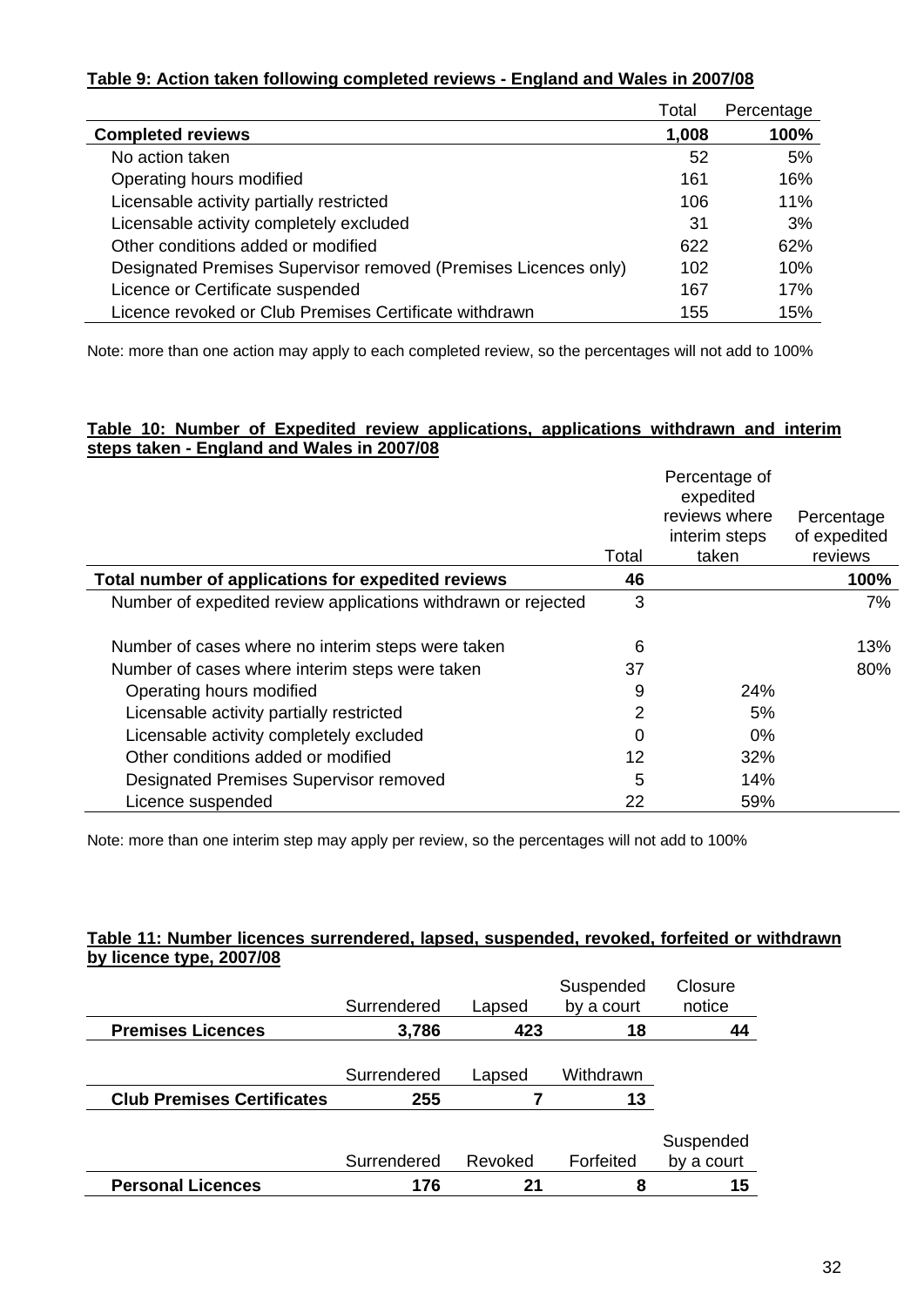**Table 9: Action taken following completed reviews - England and Wales in 2007/08**

| | Total | Percentage |
|---|---|---|
| **Completed reviews** | **1,008** | **100%** |
| No action taken | 52 | 5% |
| Operating hours modified | 161 | 16% |
| Licensable activity partially restricted | 106 | 11% |
| Licensable activity completely excluded | 31 | 3% |
| Other conditions added or modified | 622 | 62% |
| Designated Premises Supervisor removed (Premises Licences only) | 102 | 10% |
| Licence or Certificate suspended | 167 | 17% |
| Licence revoked or Club Premises Certificate withdrawn | 155 | 15% |

Note: more than one action may apply to each completed review, so the percentages will not add to 100%

**Table 10: Number of Expedited review applications, applications withdrawn and interim steps taken - England and Wales in 2007/08**

| | Total | Percentage of expedited reviews where interim steps taken | Percentage of expedited reviews |
|---|---|---|---|
| **Total number of applications for expedited reviews** | **46** | | **100%** |
| Number of expedited review applications withdrawn or rejected | 3 | | 7% |
| Number of cases where no interim steps were taken | 6 | | 13% |
| Number of cases where interim steps were taken | 37 | | 80% |
| Operating hours modified | 9 | 24% | |
| Licensable activity partially restricted | 2 | 5% | |
| Licensable activity completely excluded | 0 | 0% | |
| Other conditions added or modified | 12 | 32% | |
| Designated Premises Supervisor removed | 5 | 14% | |
| Licence suspended | 22 | 59% | |

Note: more than one interim step may apply per review, so the percentages will not add to 100%

**Table 11: Number licences surrendered, lapsed, suspended, revoked, forfeited or withdrawn by licence type, 2007/08**

| | Surrendered | Lapsed | Suspended by a court | Closure notice |
|---|---|---|---|---|
| **Premises Licences** | **3,786** | **423** | **18** | **44** |
| | **Surrendered** | **Lapsed** | **Withdrawn** | |
| **Club Premises Certificates** | **255** | **7** | **13** | |
| | **Surrendered** | **Revoked** | **Forfeited** | **Suspended by a court** |
| **Personal Licences** | **176** | **21** | **8** | **15** |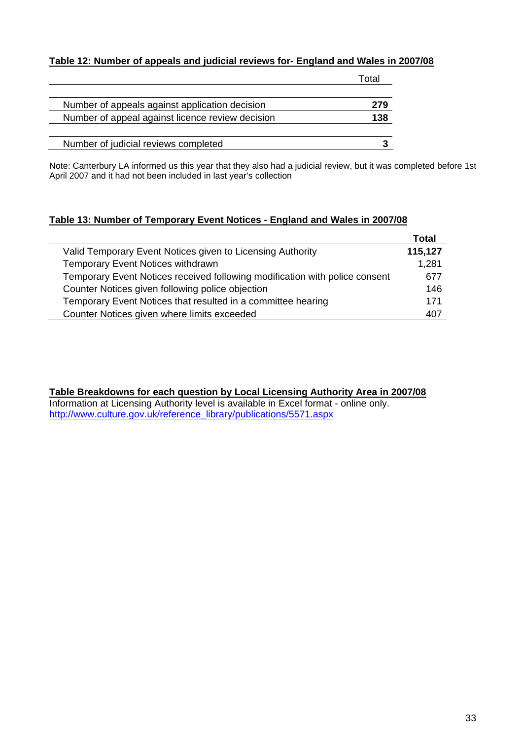**Table 12: Number of appeals and judicial reviews for- England and Wales in 2007/08**

| | Total |
|---|---|
| Number of appeals against application decision | **279** |
| Number of appeal against licence review decision | **138** |
| Number of judicial reviews completed | **3** |

Note: Canterbury LA informed us this year that they also had a judicial review, but it was completed before 1st April 2007 and it had not been included in last year's collection

**Table 13: Number of Temporary Event Notices - England and Wales in 2007/08**

| | **Total** |
|---|---|
| Valid Temporary Event Notices given to Licensing Authority | **115,127** |
| Temporary Event Notices withdrawn | 1,281 |
| Temporary Event Notices received following modification with police consent | 677 |
| Counter Notices given following police objection | 146 |
| Temporary Event Notices that resulted in a committee hearing | 171 |
| Counter Notices given where limits exceeded | 407 |

**Table Breakdowns for each question by Local Licensing Authority Area in 2007/08**

Information at Licensing Authority level is available in Excel format - online only.
http://www.culture.gov.uk/reference_library/publications/5571.aspx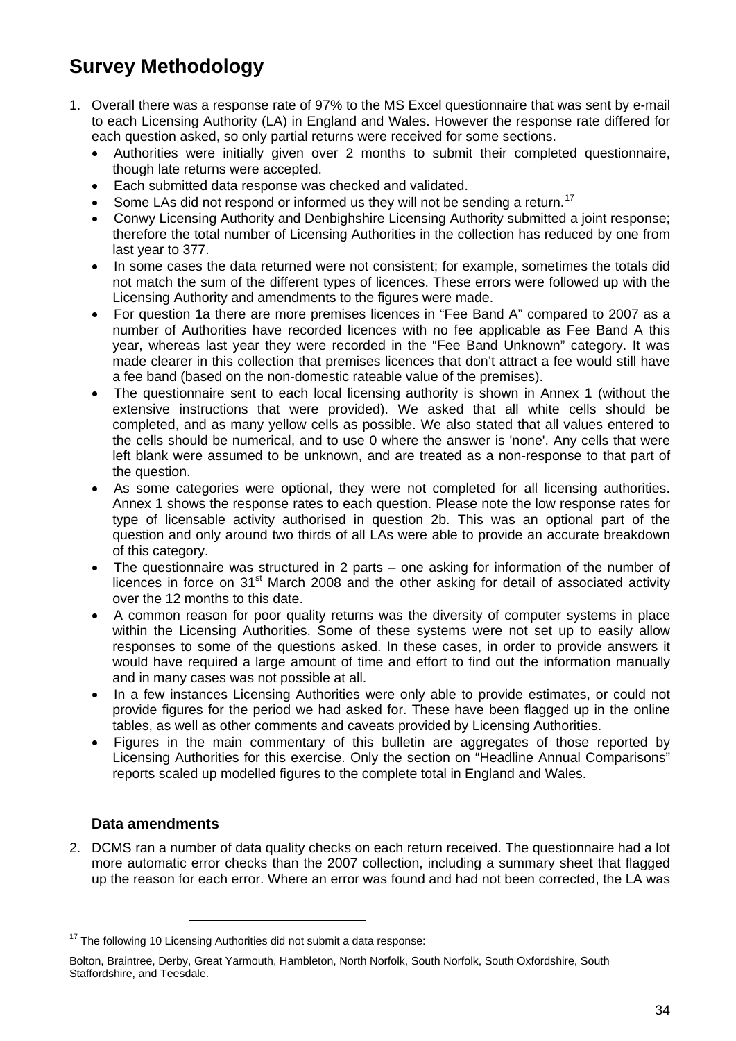# Survey Methodology

1. Overall there was a response rate of 97% to the MS Excel questionnaire that was sent by e-mail to each Licensing Authority (LA) in England and Wales. However the response rate differed for each question asked, so only partial returns were received for some sections.
   - Authorities were initially given over 2 months to submit their completed questionnaire, though late returns were accepted.
   - Each submitted data response was checked and validated.
   - Some LAs did not respond or informed us they will not be sending a return.[17]
   - Conwy Licensing Authority and Denbighshire Licensing Authority submitted a joint response; therefore the total number of Licensing Authorities in the collection has reduced by one from last year to 377.
   - In some cases the data returned were not consistent; for example, sometimes the totals did not match the sum of the different types of licences. These errors were followed up with the Licensing Authority and amendments to the figures were made.
   - For question 1a there are more premises licences in “Fee Band A” compared to 2007 as a number of Authorities have recorded licences with no fee applicable as Fee Band A this year, whereas last year they were recorded in the “Fee Band Unknown” category. It was made clearer in this collection that premises licences that don’t attract a fee would still have a fee band (based on the non-domestic rateable value of the premises).
   - The questionnaire sent to each local licensing authority is shown in Annex 1 (without the extensive instructions that were provided). We asked that all white cells should be completed, and as many yellow cells as possible. We also stated that all values entered to the cells should be numerical, and to use 0 where the answer is 'none'. Any cells that were left blank were assumed to be unknown, and are treated as a non-response to that part of the question.
   - As some categories were optional, they were not completed for all licensing authorities. Annex 1 shows the response rates to each question. Please note the low response rates for type of licensable activity authorised in question 2b. This was an optional part of the question and only around two thirds of all LAs were able to provide an accurate breakdown of this category.
   - The questionnaire was structured in 2 parts – one asking for information of the number of licences in force on 31st March 2008 and the other asking for detail of associated activity over the 12 months to this date.
   - A common reason for poor quality returns was the diversity of computer systems in place within the Licensing Authorities. Some of these systems were not set up to easily allow responses to some of the questions asked. In these cases, in order to provide answers it would have required a large amount of time and effort to find out the information manually and in many cases was not possible at all.
   - In a few instances Licensing Authorities were only able to provide estimates, or could not provide figures for the period we had asked for. These have been flagged up in the online tables, as well as other comments and caveats provided by Licensing Authorities.
   - Figures in the main commentary of this bulletin are aggregates of those reported by Licensing Authorities for this exercise. Only the section on “Headline Annual Comparisons” reports scaled up modelled figures to the complete total in England and Wales.

### Data amendments

2. DCMS ran a number of data quality checks on each return received. The questionnaire had a lot more automatic error checks than the 2007 collection, including a summary sheet that flagged up the reason for each error. Where an error was found and had not been corrected, the LA was

---

[17] The following 10 Licensing Authorities did not submit a data response:

Bolton, Braintree, Derby, Great Yarmouth, Hambleton, North Norfolk, South Norfolk, South Oxfordshire, South Staffordshire, and Teesdale.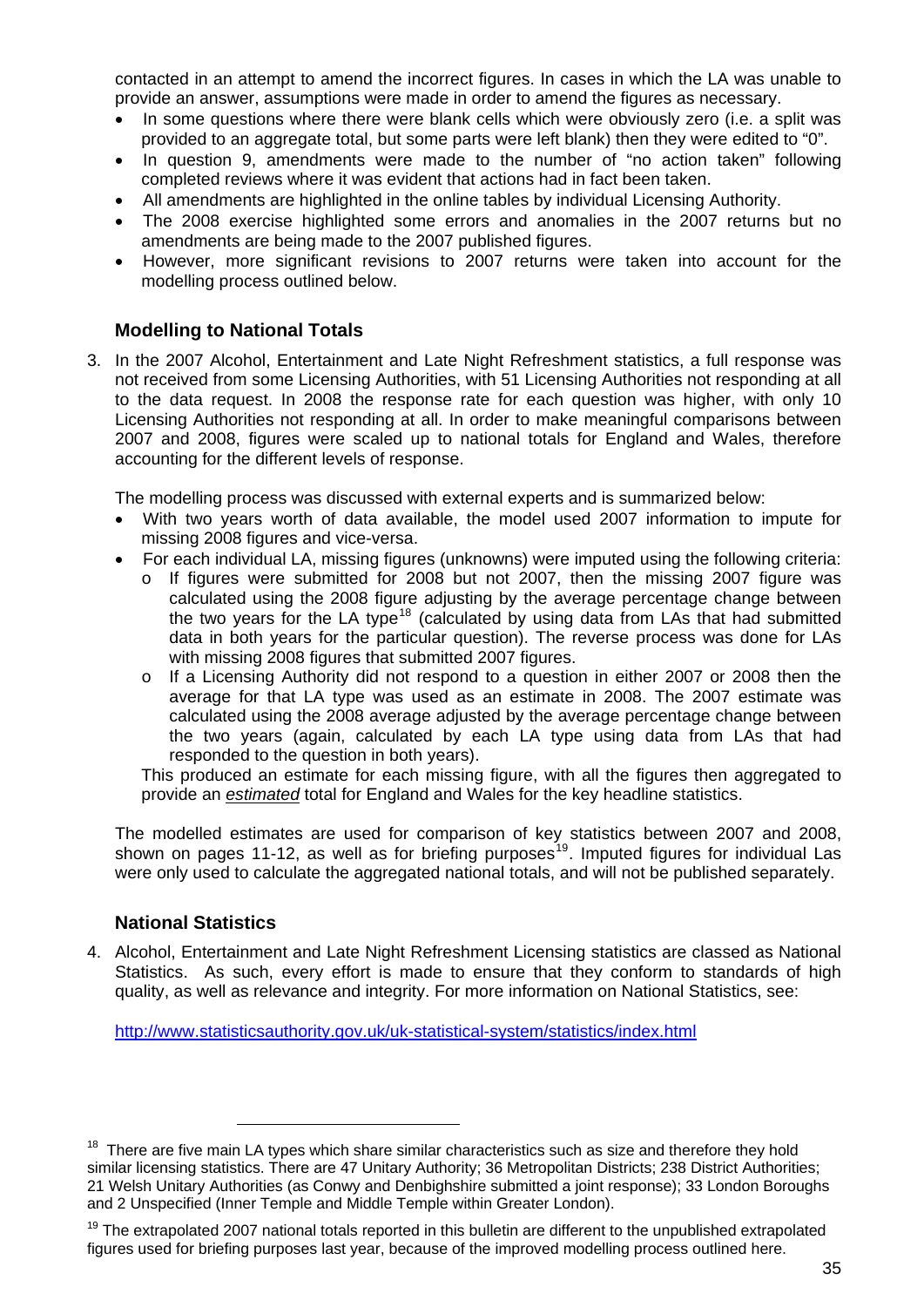contacted in an attempt to amend the incorrect figures. In cases in which the LA was unable to provide an answer, assumptions were made in order to amend the figures as necessary.

- In some questions where there were blank cells which were obviously zero (i.e. a split was provided to an aggregate total, but some parts were left blank) then they were edited to "0".
- In question 9, amendments were made to the number of "no action taken" following completed reviews where it was evident that actions had in fact been taken.
- All amendments are highlighted in the online tables by individual Licensing Authority.
- The 2008 exercise highlighted some errors and anomalies in the 2007 returns but no amendments are being made to the 2007 published figures.
- However, more significant revisions to 2007 returns were taken into account for the modelling process outlined below.

### Modelling to National Totals

3. In the 2007 Alcohol, Entertainment and Late Night Refreshment statistics, a full response was not received from some Licensing Authorities, with 51 Licensing Authorities not responding at all to the data request. In 2008 the response rate for each question was higher, with only 10 Licensing Authorities not responding at all. In order to make meaningful comparisons between 2007 and 2008, figures were scaled up to national totals for England and Wales, therefore accounting for the different levels of response.

   The modelling process was discussed with external experts and is summarized below:

   - With two years worth of data available, the model used 2007 information to impute for missing 2008 figures and vice-versa.
   - For each individual LA, missing figures (unknowns) were imputed using the following criteria:
     - If figures were submitted for 2008 but not 2007, then the missing 2007 figure was calculated using the 2008 figure adjusting by the average percentage change between the two years for the LA type[18] (calculated by using data from LAs that had submitted data in both years for the particular question). The reverse process was done for LAs with missing 2008 figures that submitted 2007 figures.
     - If a Licensing Authority did not respond to a question in either 2007 or 2008 then the average for that LA type was used as an estimate in 2008. The 2007 estimate was calculated using the 2008 average adjusted by the average percentage change between the two years (again, calculated by each LA type using data from LAs that had responded to the question in both years).

     This produced an estimate for each missing figure, with all the figures then aggregated to provide an *estimated* total for England and Wales for the key headline statistics.

   The modelled estimates are used for comparison of key statistics between 2007 and 2008, shown on pages 11-12, as well as for briefing purposes[19]. Imputed figures for individual Las were only used to calculate the aggregated national totals, and will not be published separately.

### National Statistics

4. Alcohol, Entertainment and Late Night Refreshment Licensing statistics are classed as National Statistics. As such, every effort is made to ensure that they conform to standards of high quality, as well as relevance and integrity. For more information on National Statistics, see:

   http://www.statisticsauthority.gov.uk/uk-statistical-system/statistics/index.html

---

[18] There are five main LA types which share similar characteristics such as size and therefore they hold similar licensing statistics. There are 47 Unitary Authority; 36 Metropolitan Districts; 238 District Authorities; 21 Welsh Unitary Authorities (as Conwy and Denbighshire submitted a joint response); 33 London Boroughs and 2 Unspecified (Inner Temple and Middle Temple within Greater London).

[19] The extrapolated 2007 national totals reported in this bulletin are different to the unpublished extrapolated figures used for briefing purposes last year, because of the improved modelling process outlined here.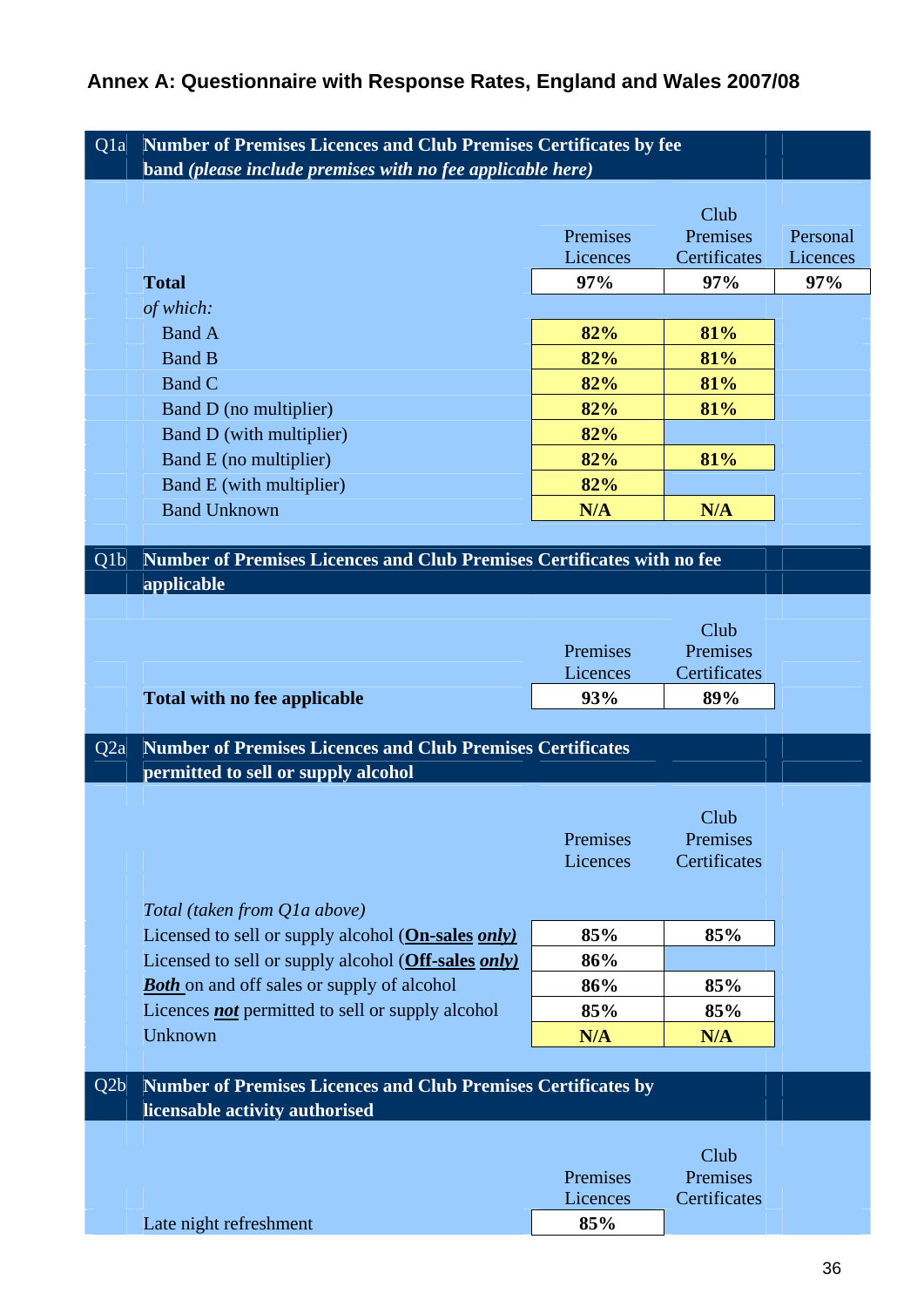## Annex A: Questionnaire with Response Rates, England and Wales 2007/08

**Q1a Number of Premises Licences and Club Premises Certificates by fee band *(please include premises with no fee applicable here)***

| | Premises Licences | Club Premises Certificates | Personal Licences |
|---|---|---|---|
| **Total** | **97%** | **97%** | **97%** |
| *of which:* | | | |
| Band A | **82%** | **81%** | |
| Band B | **82%** | **81%** | |
| Band C | **82%** | **81%** | |
| Band D (no multiplier) | **82%** | **81%** | |
| Band D (with multiplier) | **82%** | | |
| Band E (no multiplier) | **82%** | **81%** | |
| Band E (with multiplier) | **82%** | | |
| Band Unknown | **N/A** | **N/A** | |

**Q1b Number of Premises Licences and Club Premises Certificates with no fee applicable**

| | Premises Licences | Club Premises Certificates |
|---|---|---|
| **Total with no fee applicable** | **93%** | **89%** |

**Q2a Number of Premises Licences and Club Premises Certificates permitted to sell or supply alcohol**

| | Premises Licences | Club Premises Certificates |
|---|---|---|
| *Total (taken from Q1a above)* | | |
| Licensed to sell or supply alcohol (**On-sales** ***only)*** | **85%** | **85%** |
| Licensed to sell or supply alcohol (**Off-sales** ***only)*** | **86%** | |
| ***Both*** on and off sales or supply of alcohol | **86%** | **85%** |
| Licences ***not*** permitted to sell or supply alcohol | **85%** | **85%** |
| Unknown | **N/A** | **N/A** |

**Q2b Number of Premises Licences and Club Premises Certificates by licensable activity authorised**

| | Premises Licences | Club Premises Certificates |
|---|---|---|
| Late night refreshment | **85%** | |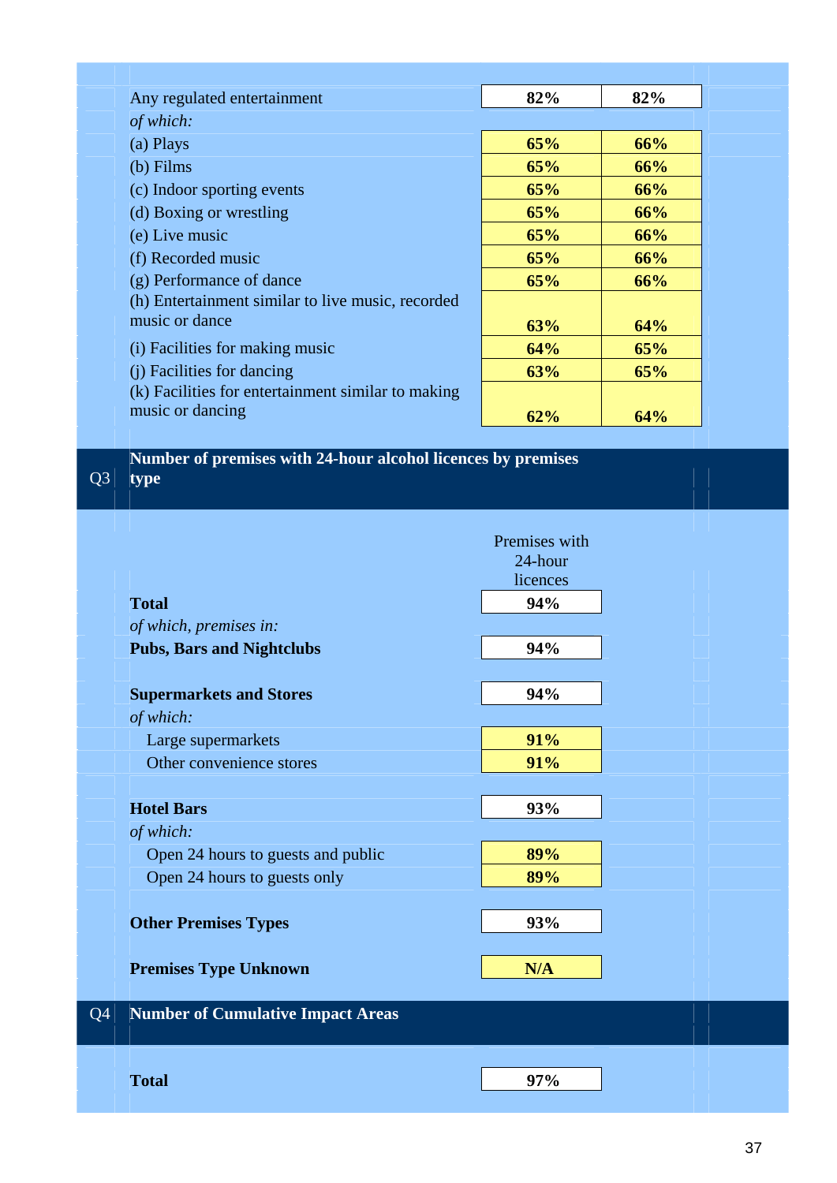| | | |
|---|---|---|
| Any regulated entertainment | **82%** | **82%** |
| *of which:* | | |
| (a) Plays | **65%** | **66%** |
| (b) Films | **65%** | **66%** |
| (c) Indoor sporting events | **65%** | **66%** |
| (d) Boxing or wrestling | **65%** | **66%** |
| (e) Live music | **65%** | **66%** |
| (f) Recorded music | **65%** | **66%** |
| (g) Performance of dance | **65%** | **66%** |
| (h) Entertainment similar to live music, recorded music or dance | **63%** | **64%** |
| (i) Facilities for making music | **64%** | **65%** |
| (j) Facilities for dancing | **63%** | **65%** |
| (k) Facilities for entertainment similar to making music or dancing | **62%** | **64%** |

## Q3 Number of premises with 24-hour alcohol licences by premises type

| | Premises with 24-hour licences |
|---|---|
| **Total** | **94%** |
| *of which, premises in:* | |
| **Pubs, Bars and Nightclubs** | **94%** |
| **Supermarkets and Stores** | **94%** |
| *of which:* | |
| Large supermarkets | **91%** |
| Other convenience stores | **91%** |
| **Hotel Bars** | **93%** |
| *of which:* | |
| Open 24 hours to guests and public | **89%** |
| Open 24 hours to guests only | **89%** |
| **Other Premises Types** | **93%** |
| **Premises Type Unknown** | **N/A** |

## Q4 Number of Cumulative Impact Areas

| | |
|---|---|
| **Total** | **97%** |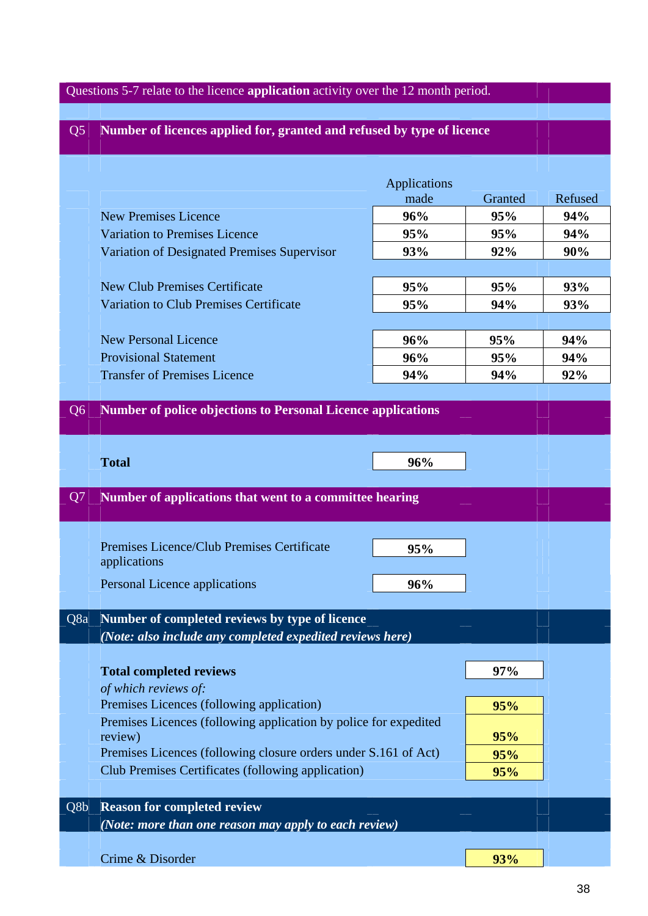Questions 5-7 relate to the licence **application** activity over the 12 month period.

## Q5 Number of licences applied for, granted and refused by type of licence

| | Applications made | Granted | Refused |
|---|---|---|---|
| New Premises Licence | **96%** | **95%** | **94%** |
| Variation to Premises Licence | **95%** | **95%** | **94%** |
| Variation of Designated Premises Supervisor | **93%** | **92%** | **90%** |
| New Club Premises Certificate | **95%** | **95%** | **93%** |
| Variation to Club Premises Certificate | **95%** | **94%** | **93%** |
| New Personal Licence | **96%** | **95%** | **94%** |
| Provisional Statement | **96%** | **95%** | **94%** |
| Transfer of Premises Licence | **94%** | **94%** | **92%** |

## Q6 Number of police objections to Personal Licence applications

| | |
|---|---|
| **Total** | **96%** |

## Q7 Number of applications that went to a committee hearing

| | |
|---|---|
| Premises Licence/Club Premises Certificate applications | **95%** |
| Personal Licence applications | **96%** |

## Q8a Number of completed reviews by type of licence

***(Note: also include any completed expedited reviews here)***

| | |
|---|---|
| **Total completed reviews** | **97%** |
| *of which reviews of:* | |
| Premises Licences (following application) | **95%** |
| Premises Licences (following application by police for expedited review) | **95%** |
| Premises Licences (following closure orders under S.161 of Act) | **95%** |
| Club Premises Certificates (following application) | **95%** |

## Q8b Reason for completed review

***(Note: more than one reason may apply to each review)***

| | |
|---|---|
| Crime & Disorder | **93%** |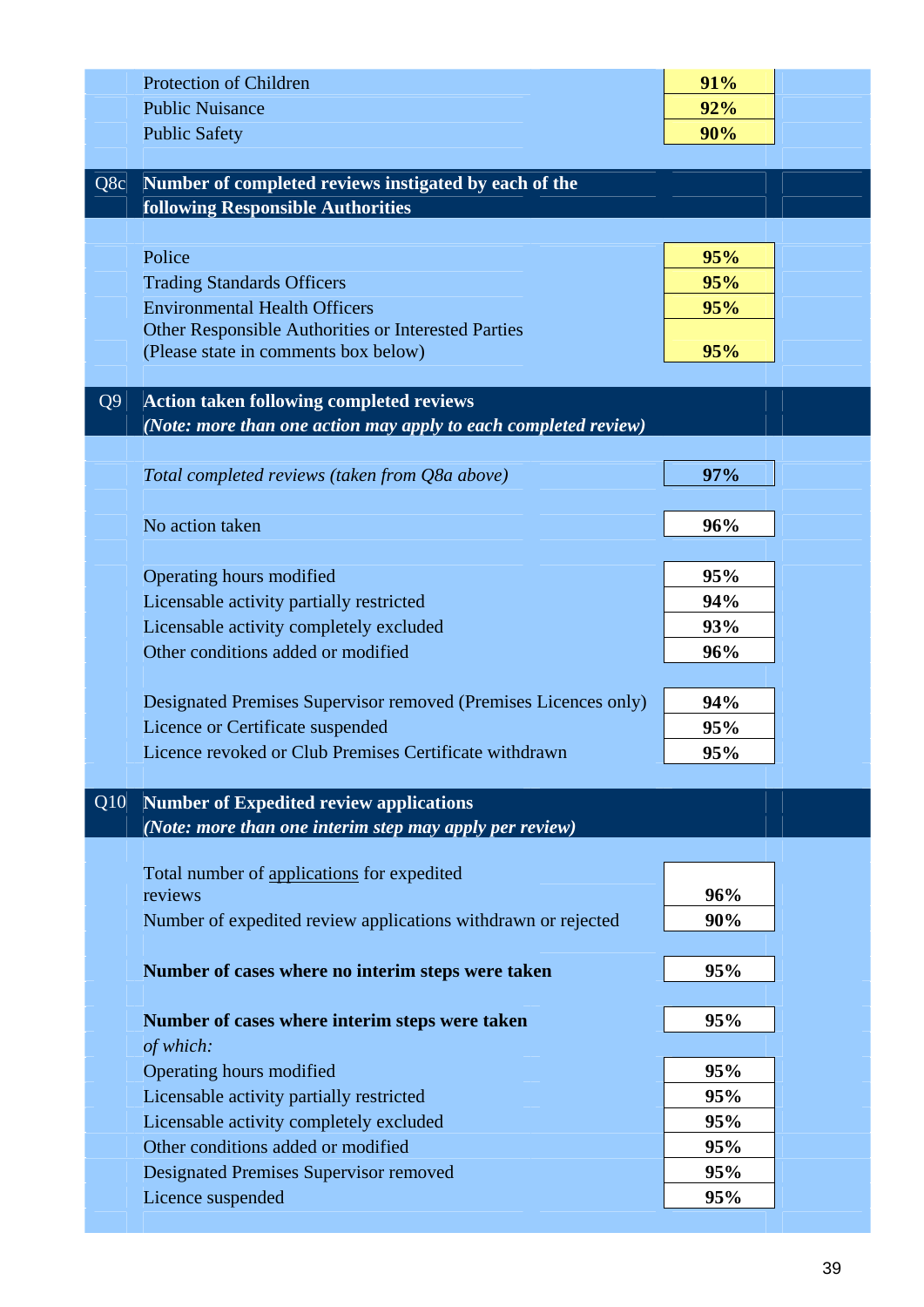| | | |
|---|---|---|
| | Protection of Children | **91%** |
| | Public Nuisance | **92%** |
| | Public Safety | **90%** |
| **Q8c** | **Number of completed reviews instigated by each of the following Responsible Authorities** | |
| | Police | **95%** |
| | Trading Standards Officers | **95%** |
| | Environmental Health Officers | **95%** |
| | Other Responsible Authorities or Interested Parties (Please state in comments box below) | **95%** |
| **Q9** | **Action taken following completed reviews** ***(Note: more than one action may apply to each completed review)*** | |
| | *Total completed reviews (taken from Q8a above)* | **97%** |
| | No action taken | **96%** |
| | Operating hours modified | **95%** |
| | Licensable activity partially restricted | **94%** |
| | Licensable activity completely excluded | **93%** |
| | Other conditions added or modified | **96%** |
| | Designated Premises Supervisor removed (Premises Licences only) | **94%** |
| | Licence or Certificate suspended | **95%** |
| | Licence revoked or Club Premises Certificate withdrawn | **95%** |
| **Q10** | **Number of Expedited review applications** ***(Note: more than one interim step may apply per review)*** | |
| | Total number of applications for expedited reviews | **96%** |
| | Number of expedited review applications withdrawn or rejected | **90%** |
| | **Number of cases where no interim steps were taken** | **95%** |
| | **Number of cases where interim steps were taken** | **95%** |
| | *of which:* | |
| | Operating hours modified | **95%** |
| | Licensable activity partially restricted | **95%** |
| | Licensable activity completely excluded | **95%** |
| | Other conditions added or modified | **95%** |
| | Designated Premises Supervisor removed | **95%** |
| | Licence suspended | **95%** |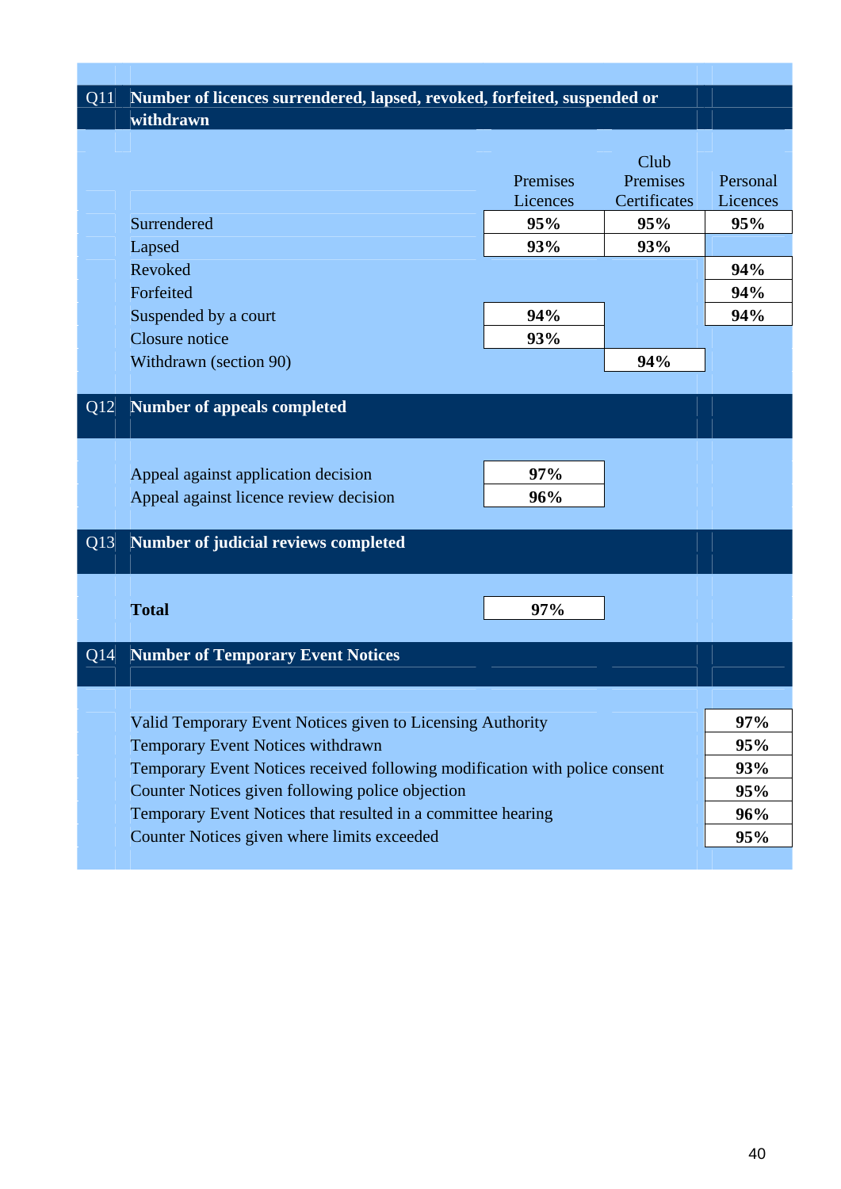## Q11 Number of licences surrendered, lapsed, revoked, forfeited, suspended or withdrawn

| | Premises Licences | Club Premises Certificates | Personal Licences |
|---|---|---|---|
| Surrendered | 95% | 95% | 95% |
| Lapsed | 93% | 93% | |
| Revoked | | | 94% |
| Forfeited | | | 94% |
| Suspended by a court | 94% | | 94% |
| Closure notice | 93% | | |
| Withdrawn (section 90) | | 94% | |

## Q12 Number of appeals completed

| | |
|---|---|
| Appeal against application decision | 97% |
| Appeal against licence review decision | 96% |

## Q13 Number of judicial reviews completed

| | |
|---|---|
| **Total** | 97% |

## Q14 Number of Temporary Event Notices

| | |
|---|---|
| Valid Temporary Event Notices given to Licensing Authority | 97% |
| Temporary Event Notices withdrawn | 95% |
| Temporary Event Notices received following modification with police consent | 93% |
| Counter Notices given following police objection | 95% |
| Temporary Event Notices that resulted in a committee hearing | 96% |
| Counter Notices given where limits exceeded | 95% |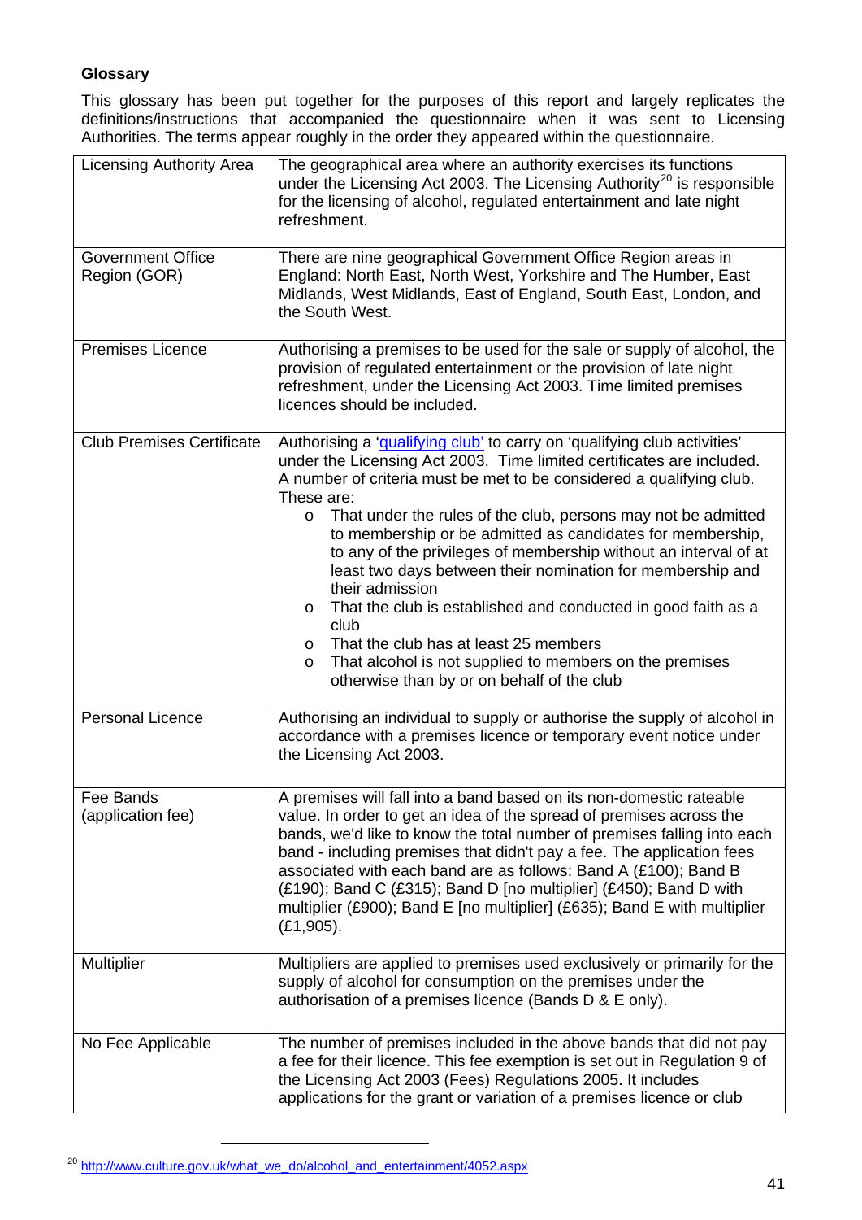**Glossary**

This glossary has been put together for the purposes of this report and largely replicates the definitions/instructions that accompanied the questionnaire when it was sent to Licensing Authorities. The terms appear roughly in the order they appeared within the questionnaire.

| | |
|---|---|
| Licensing Authority Area | The geographical area where an authority exercises its functions under the Licensing Act 2003. The Licensing Authority[20] is responsible for the licensing of alcohol, regulated entertainment and late night refreshment. |
| Government Office Region (GOR) | There are nine geographical Government Office Region areas in England: North East, North West, Yorkshire and The Humber, East Midlands, West Midlands, East of England, South East, London, and the South West. |
| Premises Licence | Authorising a premises to be used for the sale or supply of alcohol, the provision of regulated entertainment or the provision of late night refreshment, under the Licensing Act 2003. Time limited premises licences should be included. |
| Club Premises Certificate | Authorising a 'qualifying club' to carry on 'qualifying club activities' under the Licensing Act 2003. Time limited certificates are included. A number of criteria must be met to be considered a qualifying club. These are: <br>o That under the rules of the club, persons may not be admitted to membership or be admitted as candidates for membership, to any of the privileges of membership without an interval of at least two days between their nomination for membership and their admission <br>o That the club is established and conducted in good faith as a club <br>o That the club has at least 25 members <br>o That alcohol is not supplied to members on the premises otherwise than by or on behalf of the club |
| Personal Licence | Authorising an individual to supply or authorise the supply of alcohol in accordance with a premises licence or temporary event notice under the Licensing Act 2003. |
| Fee Bands (application fee) | A premises will fall into a band based on its non-domestic rateable value. In order to get an idea of the spread of premises across the bands, we'd like to know the total number of premises falling into each band - including premises that didn't pay a fee. The application fees associated with each band are as follows: Band A (£100); Band B (£190); Band C (£315); Band D [no multiplier] (£450); Band D with multiplier (£900); Band E [no multiplier] (£635); Band E with multiplier (£1,905). |
| Multiplier | Multipliers are applied to premises used exclusively or primarily for the supply of alcohol for consumption on the premises under the authorisation of a premises licence (Bands D & E only). |
| No Fee Applicable | The number of premises included in the above bands that did not pay a fee for their licence. This fee exemption is set out in Regulation 9 of the Licensing Act 2003 (Fees) Regulations 2005. It includes applications for the grant or variation of a premises licence or club |

[20] http://www.culture.gov.uk/what_we_do/alcohol_and_entertainment/4052.aspx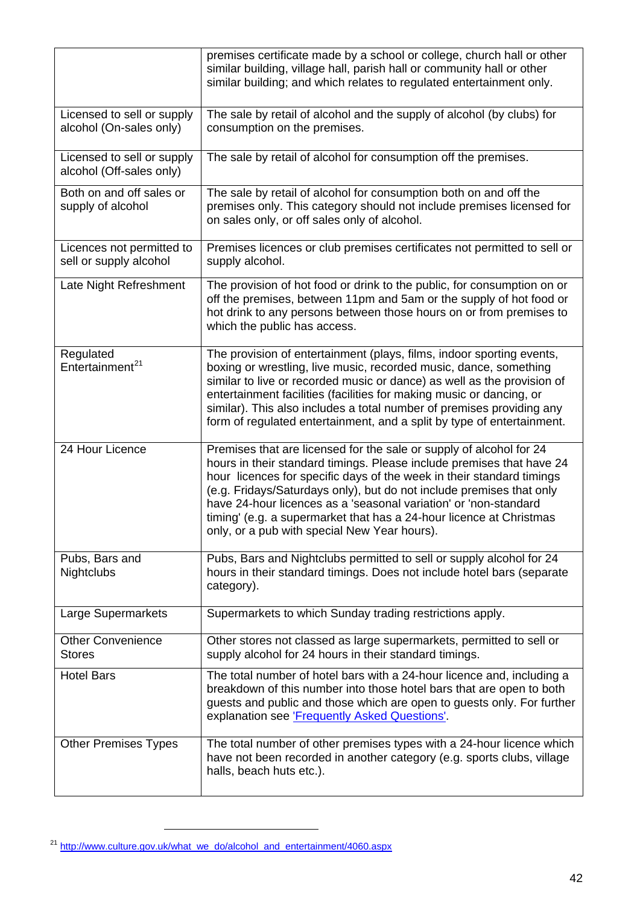|  |  |
|---|---|
|  | premises certificate made by a school or college, church hall or other similar building, village hall, parish hall or community hall or other similar building; and which relates to regulated entertainment only. |
| Licensed to sell or supply alcohol (On-sales only) | The sale by retail of alcohol and the supply of alcohol (by clubs) for consumption on the premises. |
| Licensed to sell or supply alcohol (Off-sales only) | The sale by retail of alcohol for consumption off the premises. |
| Both on and off sales or supply of alcohol | The sale by retail of alcohol for consumption both on and off the premises only. This category should not include premises licensed for on sales only, or off sales only of alcohol. |
| Licences not permitted to sell or supply alcohol | Premises licences or club premises certificates not permitted to sell or supply alcohol. |
| Late Night Refreshment | The provision of hot food or drink to the public, for consumption on or off the premises, between 11pm and 5am or the supply of hot food or hot drink to any persons between those hours on or from premises to which the public has access. |
| Regulated Entertainment[21] | The provision of entertainment (plays, films, indoor sporting events, boxing or wrestling, live music, recorded music, dance, something similar to live or recorded music or dance) as well as the provision of entertainment facilities (facilities for making music or dancing, or similar). This also includes a total number of premises providing any form of regulated entertainment, and a split by type of entertainment. |
| 24 Hour Licence | Premises that are licensed for the sale or supply of alcohol for 24 hours in their standard timings. Please include premises that have 24 hour licences for specific days of the week in their standard timings (e.g. Fridays/Saturdays only), but do not include premises that only have 24-hour licences as a 'seasonal variation' or 'non-standard timing' (e.g. a supermarket that has a 24-hour licence at Christmas only, or a pub with special New Year hours). |
| Pubs, Bars and Nightclubs | Pubs, Bars and Nightclubs permitted to sell or supply alcohol for 24 hours in their standard timings. Does not include hotel bars (separate category). |
| Large Supermarkets | Supermarkets to which Sunday trading restrictions apply. |
| Other Convenience Stores | Other stores not classed as large supermarkets, permitted to sell or supply alcohol for 24 hours in their standard timings. |
| Hotel Bars | The total number of hotel bars with a 24-hour licence and, including a breakdown of this number into those hotel bars that are open to both guests and public and those which are open to guests only. For further explanation see 'Frequently Asked Questions'. |
| Other Premises Types | The total number of other premises types with a 24-hour licence which have not been recorded in another category (e.g. sports clubs, village halls, beach huts etc.). |

[21] http://www.culture.gov.uk/what_we_do/alcohol_and_entertainment/4060.aspx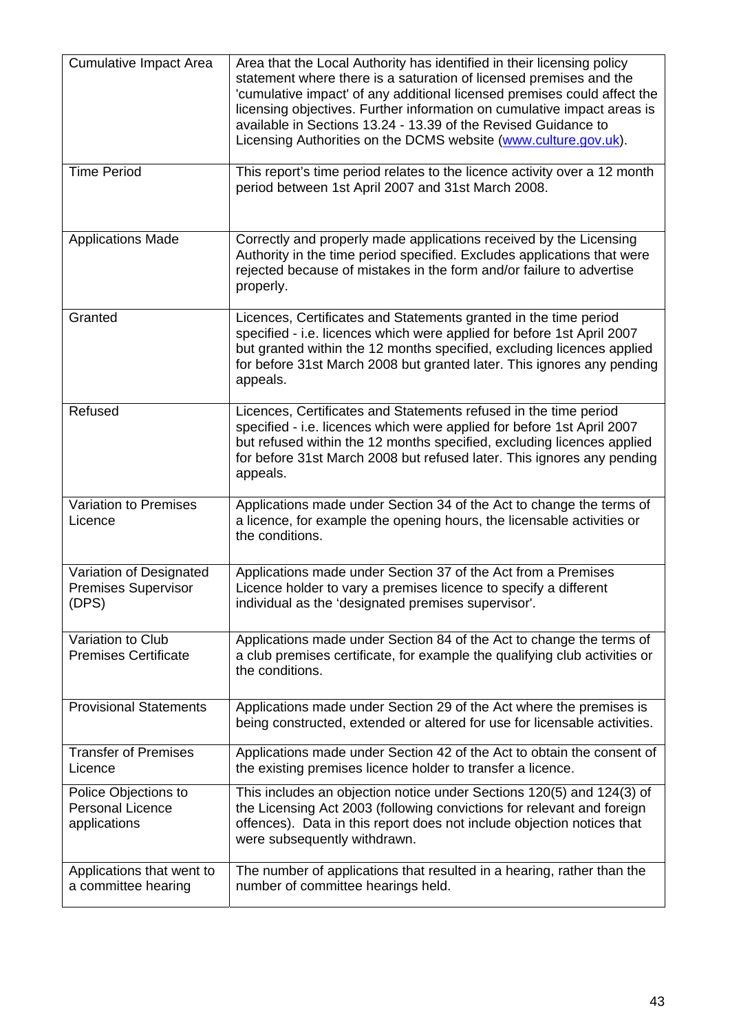| | |
|---|---|
| Cumulative Impact Area | Area that the Local Authority has identified in their licensing policy statement where there is a saturation of licensed premises and the 'cumulative impact' of any additional licensed premises could affect the licensing objectives. Further information on cumulative impact areas is available in Sections 13.24 - 13.39 of the Revised Guidance to Licensing Authorities on the DCMS website (www.culture.gov.uk). |
| Time Period | This report's time period relates to the licence activity over a 12 month period between 1st April 2007 and 31st March 2008. |
| Applications Made | Correctly and properly made applications received by the Licensing Authority in the time period specified. Excludes applications that were rejected because of mistakes in the form and/or failure to advertise properly. |
| Granted | Licences, Certificates and Statements granted in the time period specified - i.e. licences which were applied for before 1st April 2007 but granted within the 12 months specified, excluding licences applied for before 31st March 2008 but granted later. This ignores any pending appeals. |
| Refused | Licences, Certificates and Statements refused in the time period specified - i.e. licences which were applied for before 1st April 2007 but refused within the 12 months specified, excluding licences applied for before 31st March 2008 but refused later. This ignores any pending appeals. |
| Variation to Premises Licence | Applications made under Section 34 of the Act to change the terms of a licence, for example the opening hours, the licensable activities or the conditions. |
| Variation of Designated Premises Supervisor (DPS) | Applications made under Section 37 of the Act from a Premises Licence holder to vary a premises licence to specify a different individual as the 'designated premises supervisor'. |
| Variation to Club Premises Certificate | Applications made under Section 84 of the Act to change the terms of a club premises certificate, for example the qualifying club activities or the conditions. |
| Provisional Statements | Applications made under Section 29 of the Act where the premises is being constructed, extended or altered for use for licensable activities. |
| Transfer of Premises Licence | Applications made under Section 42 of the Act to obtain the consent of the existing premises licence holder to transfer a licence. |
| Police Objections to Personal Licence applications | This includes an objection notice under Sections 120(5) and 124(3) of the Licensing Act 2003 (following convictions for relevant and foreign offences). Data in this report does not include objection notices that were subsequently withdrawn. |
| Applications that went to a committee hearing | The number of applications that resulted in a hearing, rather than the number of committee hearings held. |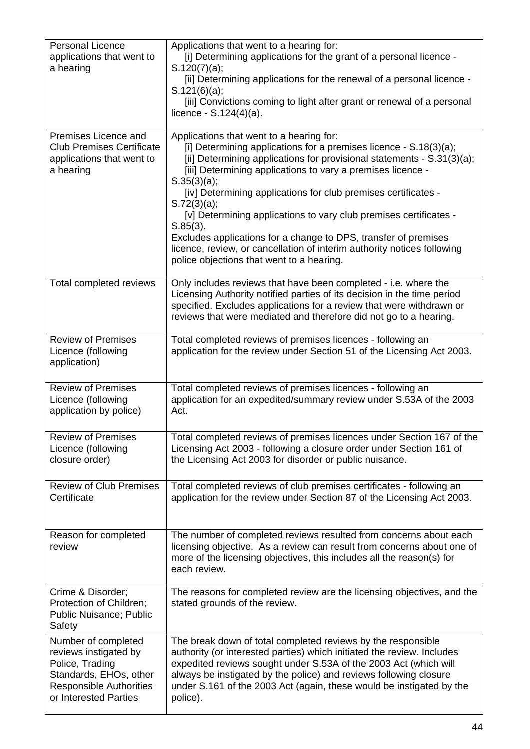| | |
|---|---|
| Personal Licence applications that went to a hearing | Applications that went to a hearing for:<br>[i] Determining applications for the grant of a personal licence - S.120(7)(a);<br>[ii] Determining applications for the renewal of a personal licence - S.121(6)(a);<br>[iii] Convictions coming to light after grant or renewal of a personal licence - S.124(4)(a). |
| Premises Licence and Club Premises Certificate applications that went to a hearing | Applications that went to a hearing for:<br>[i] Determining applications for a premises licence - S.18(3)(a);<br>[ii] Determining applications for provisional statements - S.31(3)(a);<br>[iii] Determining applications to vary a premises licence - S.35(3)(a);<br>[iv] Determining applications for club premises certificates - S.72(3)(a);<br>[v] Determining applications to vary club premises certificates - S.85(3).<br>Excludes applications for a change to DPS, transfer of premises licence, review, or cancellation of interim authority notices following police objections that went to a hearing. |
| Total completed reviews | Only includes reviews that have been completed - i.e. where the Licensing Authority notified parties of its decision in the time period specified. Excludes applications for a review that were withdrawn or reviews that were mediated and therefore did not go to a hearing. |
| Review of Premises Licence (following application) | Total completed reviews of premises licences - following an application for the review under Section 51 of the Licensing Act 2003. |
| Review of Premises Licence (following application by police) | Total completed reviews of premises licences - following an application for an expedited/summary review under S.53A of the 2003 Act. |
| Review of Premises Licence (following closure order) | Total completed reviews of premises licences under Section 167 of the Licensing Act 2003 - following a closure order under Section 161 of the Licensing Act 2003 for disorder or public nuisance. |
| Review of Club Premises Certificate | Total completed reviews of club premises certificates - following an application for the review under Section 87 of the Licensing Act 2003. |
| Reason for completed review | The number of completed reviews resulted from concerns about each licensing objective. As a review can result from concerns about one of more of the licensing objectives, this includes all the reason(s) for each review. |
| Crime & Disorder; Protection of Children; Public Nuisance; Public Safety | The reasons for completed review are the licensing objectives, and the stated grounds of the review. |
| Number of completed reviews instigated by Police, Trading Standards, EHOs, other Responsible Authorities or Interested Parties | The break down of total completed reviews by the responsible authority (or interested parties) which initiated the review. Includes expedited reviews sought under S.53A of the 2003 Act (which will always be instigated by the police) and reviews following closure under S.161 of the 2003 Act (again, these would be instigated by the police). |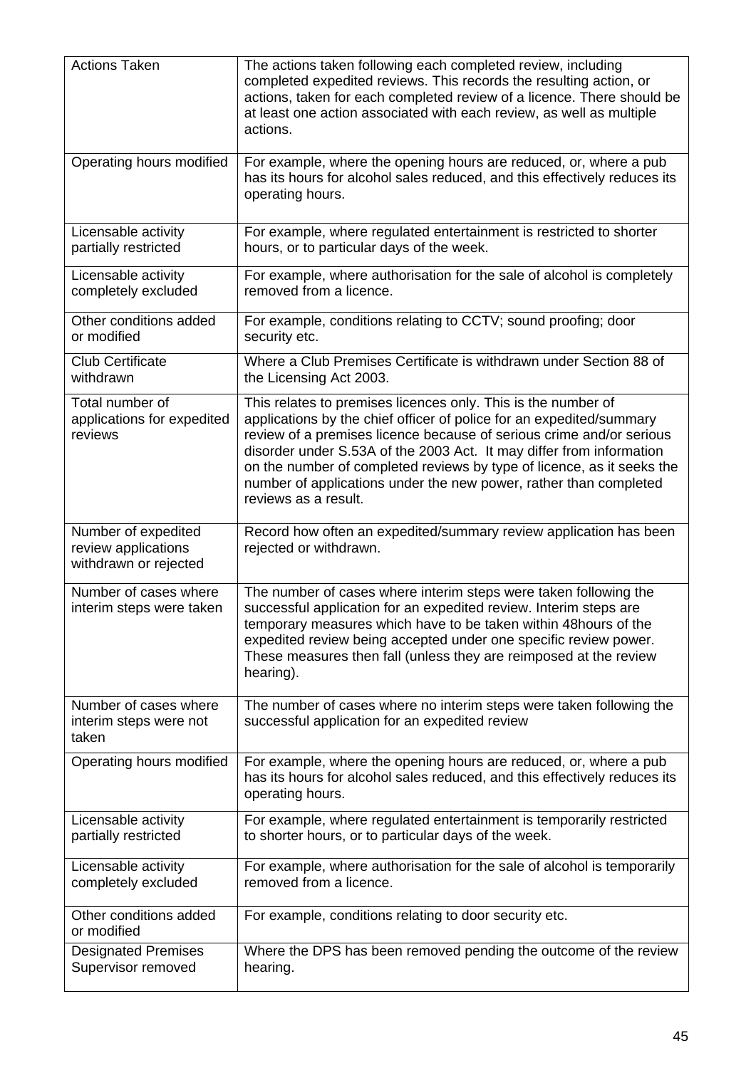| Actions Taken | The actions taken following each completed review, including completed expedited reviews. This records the resulting action, or actions, taken for each completed review of a licence. There should be at least one action associated with each review, as well as multiple actions. |
|---|---|
| Operating hours modified | For example, where the opening hours are reduced, or, where a pub has its hours for alcohol sales reduced, and this effectively reduces its operating hours. |
| Licensable activity partially restricted | For example, where regulated entertainment is restricted to shorter hours, or to particular days of the week. |
| Licensable activity completely excluded | For example, where authorisation for the sale of alcohol is completely removed from a licence. |
| Other conditions added or modified | For example, conditions relating to CCTV; sound proofing; door security etc. |
| Club Certificate withdrawn | Where a Club Premises Certificate is withdrawn under Section 88 of the Licensing Act 2003. |
| Total number of applications for expedited reviews | This relates to premises licences only. This is the number of applications by the chief officer of police for an expedited/summary review of a premises licence because of serious crime and/or serious disorder under S.53A of the 2003 Act. It may differ from information on the number of completed reviews by type of licence, as it seeks the number of applications under the new power, rather than completed reviews as a result. |
| Number of expedited review applications withdrawn or rejected | Record how often an expedited/summary review application has been rejected or withdrawn. |
| Number of cases where interim steps were taken | The number of cases where interim steps were taken following the successful application for an expedited review. Interim steps are temporary measures which have to be taken within 48hours of the expedited review being accepted under one specific review power. These measures then fall (unless they are reimposed at the review hearing). |
| Number of cases where interim steps were not taken | The number of cases where no interim steps were taken following the successful application for an expedited review |
| Operating hours modified | For example, where the opening hours are reduced, or, where a pub has its hours for alcohol sales reduced, and this effectively reduces its operating hours. |
| Licensable activity partially restricted | For example, where regulated entertainment is temporarily restricted to shorter hours, or to particular days of the week. |
| Licensable activity completely excluded | For example, where authorisation for the sale of alcohol is temporarily removed from a licence. |
| Other conditions added or modified | For example, conditions relating to door security etc. |
| Designated Premises Supervisor removed | Where the DPS has been removed pending the outcome of the review hearing. |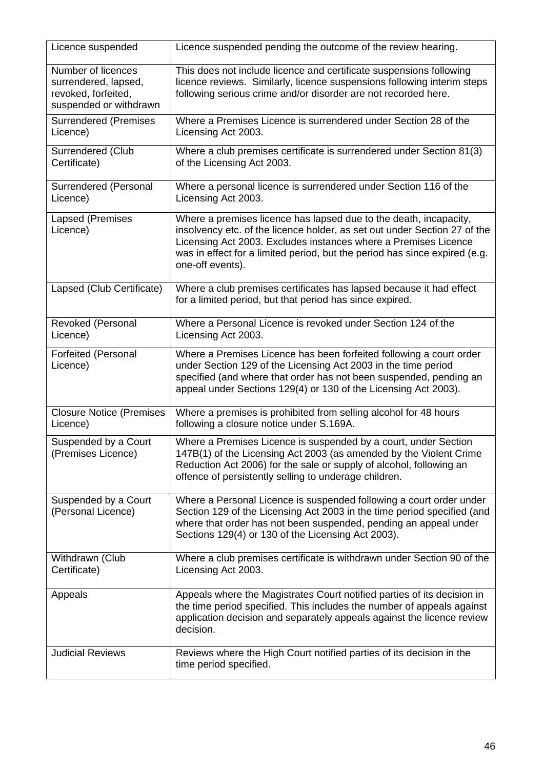| Licence suspended | Licence suspended pending the outcome of the review hearing. |
|---|---|
| Number of licences surrendered, lapsed, revoked, forfeited, suspended or withdrawn | This does not include licence and certificate suspensions following licence reviews. Similarly, licence suspensions following interim steps following serious crime and/or disorder are not recorded here. |
| Surrendered (Premises Licence) | Where a Premises Licence is surrendered under Section 28 of the Licensing Act 2003. |
| Surrendered (Club Certificate) | Where a club premises certificate is surrendered under Section 81(3) of the Licensing Act 2003. |
| Surrendered (Personal Licence) | Where a personal licence is surrendered under Section 116 of the Licensing Act 2003. |
| Lapsed (Premises Licence) | Where a premises licence has lapsed due to the death, incapacity, insolvency etc. of the licence holder, as set out under Section 27 of the Licensing Act 2003. Excludes instances where a Premises Licence was in effect for a limited period, but the period has since expired (e.g. one-off events). |
| Lapsed (Club Certificate) | Where a club premises certificates has lapsed because it had effect for a limited period, but that period has since expired. |
| Revoked (Personal Licence) | Where a Personal Licence is revoked under Section 124 of the Licensing Act 2003. |
| Forfeited (Personal Licence) | Where a Premises Licence has been forfeited following a court order under Section 129 of the Licensing Act 2003 in the time period specified (and where that order has not been suspended, pending an appeal under Sections 129(4) or 130 of the Licensing Act 2003). |
| Closure Notice (Premises Licence) | Where a premises is prohibited from selling alcohol for 48 hours following a closure notice under S.169A. |
| Suspended by a Court (Premises Licence) | Where a Premises Licence is suspended by a court, under Section 147B(1) of the Licensing Act 2003 (as amended by the Violent Crime Reduction Act 2006) for the sale or supply of alcohol, following an offence of persistently selling to underage children. |
| Suspended by a Court (Personal Licence) | Where a Personal Licence is suspended following a court order under Section 129 of the Licensing Act 2003 in the time period specified (and where that order has not been suspended, pending an appeal under Sections 129(4) or 130 of the Licensing Act 2003). |
| Withdrawn (Club Certificate) | Where a club premises certificate is withdrawn under Section 90 of the Licensing Act 2003. |
| Appeals | Appeals where the Magistrates Court notified parties of its decision in the time period specified. This includes the number of appeals against application decision and separately appeals against the licence review decision. |
| Judicial Reviews | Reviews where the High Court notified parties of its decision in the time period specified. |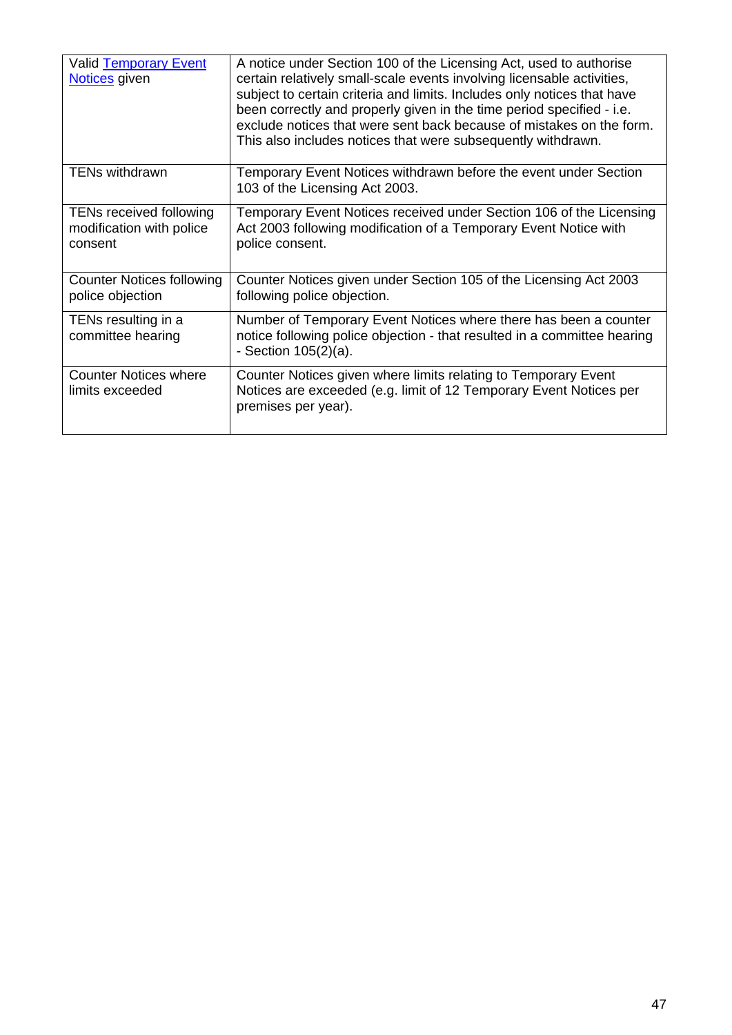| | |
|---|---|
| Valid Temporary Event Notices given | A notice under Section 100 of the Licensing Act, used to authorise certain relatively small-scale events involving licensable activities, subject to certain criteria and limits. Includes only notices that have been correctly and properly given in the time period specified - i.e. exclude notices that were sent back because of mistakes on the form. This also includes notices that were subsequently withdrawn. |
| TENs withdrawn | Temporary Event Notices withdrawn before the event under Section 103 of the Licensing Act 2003. |
| TENs received following modification with police consent | Temporary Event Notices received under Section 106 of the Licensing Act 2003 following modification of a Temporary Event Notice with police consent. |
| Counter Notices following police objection | Counter Notices given under Section 105 of the Licensing Act 2003 following police objection. |
| TENs resulting in a committee hearing | Number of Temporary Event Notices where there has been a counter notice following police objection - that resulted in a committee hearing - Section 105(2)(a). |
| Counter Notices where limits exceeded | Counter Notices given where limits relating to Temporary Event Notices are exceeded (e.g. limit of 12 Temporary Event Notices per premises per year). |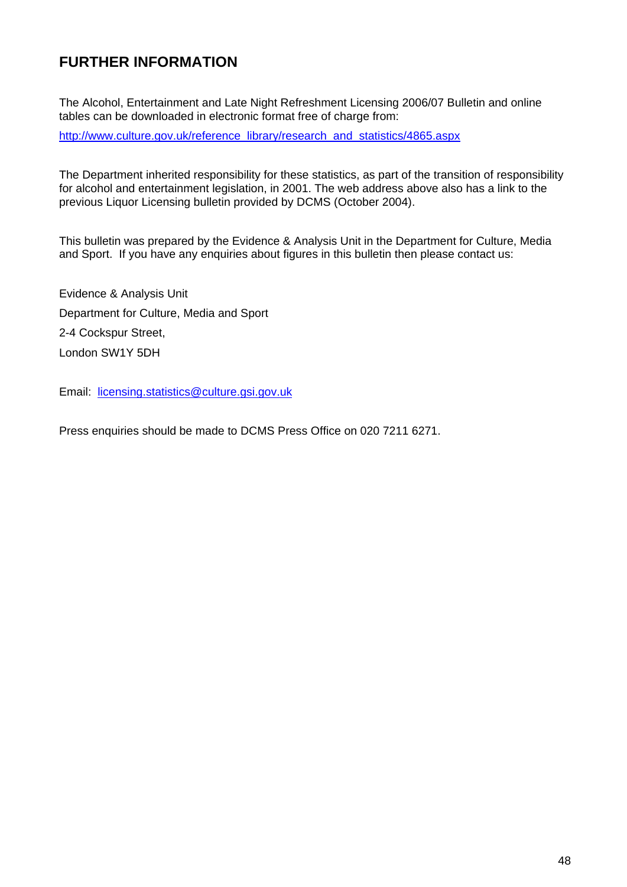## FURTHER INFORMATION

The Alcohol, Entertainment and Late Night Refreshment Licensing 2006/07 Bulletin and online tables can be downloaded in electronic format free of charge from:

http://www.culture.gov.uk/reference_library/research_and_statistics/4865.aspx

The Department inherited responsibility for these statistics, as part of the transition of responsibility for alcohol and entertainment legislation, in 2001. The web address above also has a link to the previous Liquor Licensing bulletin provided by DCMS (October 2004).

This bulletin was prepared by the Evidence & Analysis Unit in the Department for Culture, Media and Sport. If you have any enquiries about figures in this bulletin then please contact us:

Evidence & Analysis Unit
Department for Culture, Media and Sport
2-4 Cockspur Street,
London SW1Y 5DH

Email: licensing.statistics@culture.gsi.gov.uk

Press enquiries should be made to DCMS Press Office on 020 7211 6271.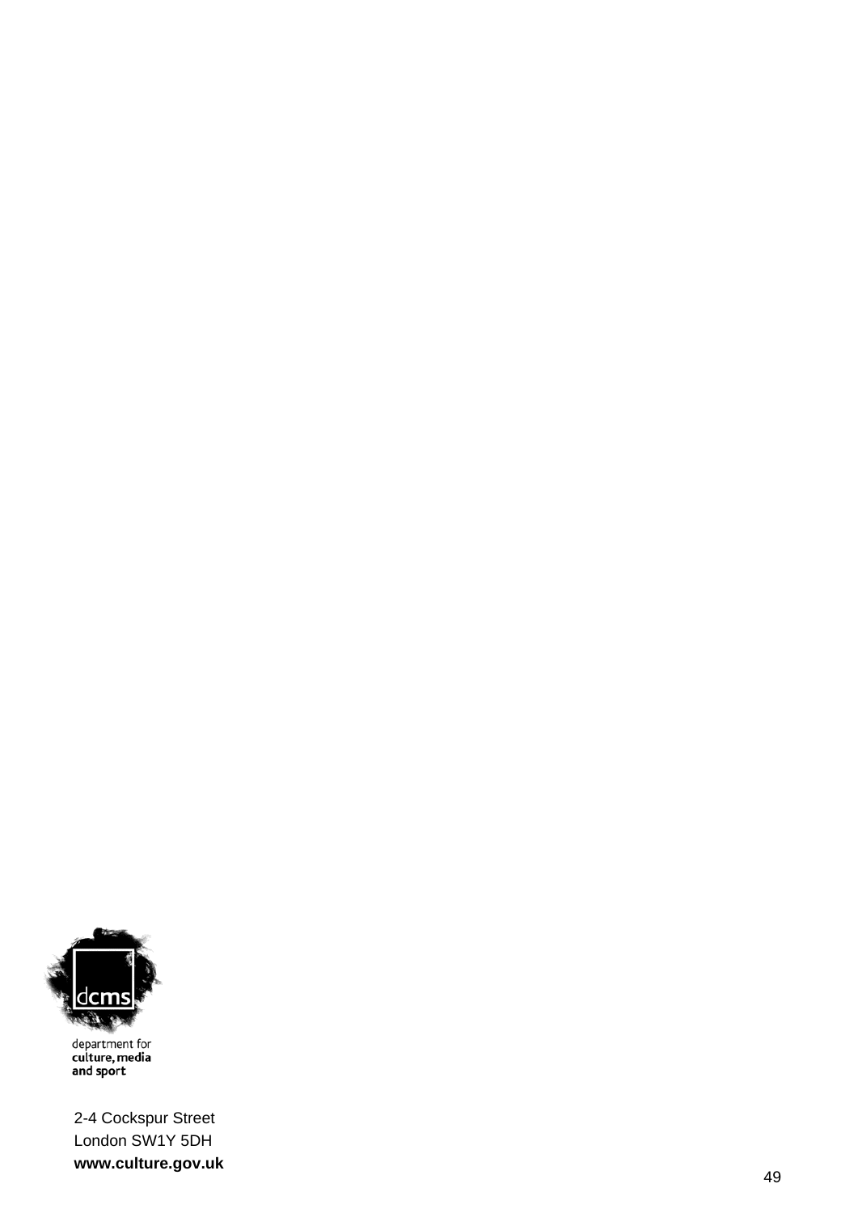dcms

department for
culture, media
and sport

2-4 Cockspur Street
London SW1Y 5DH
**www.culture.gov.uk**